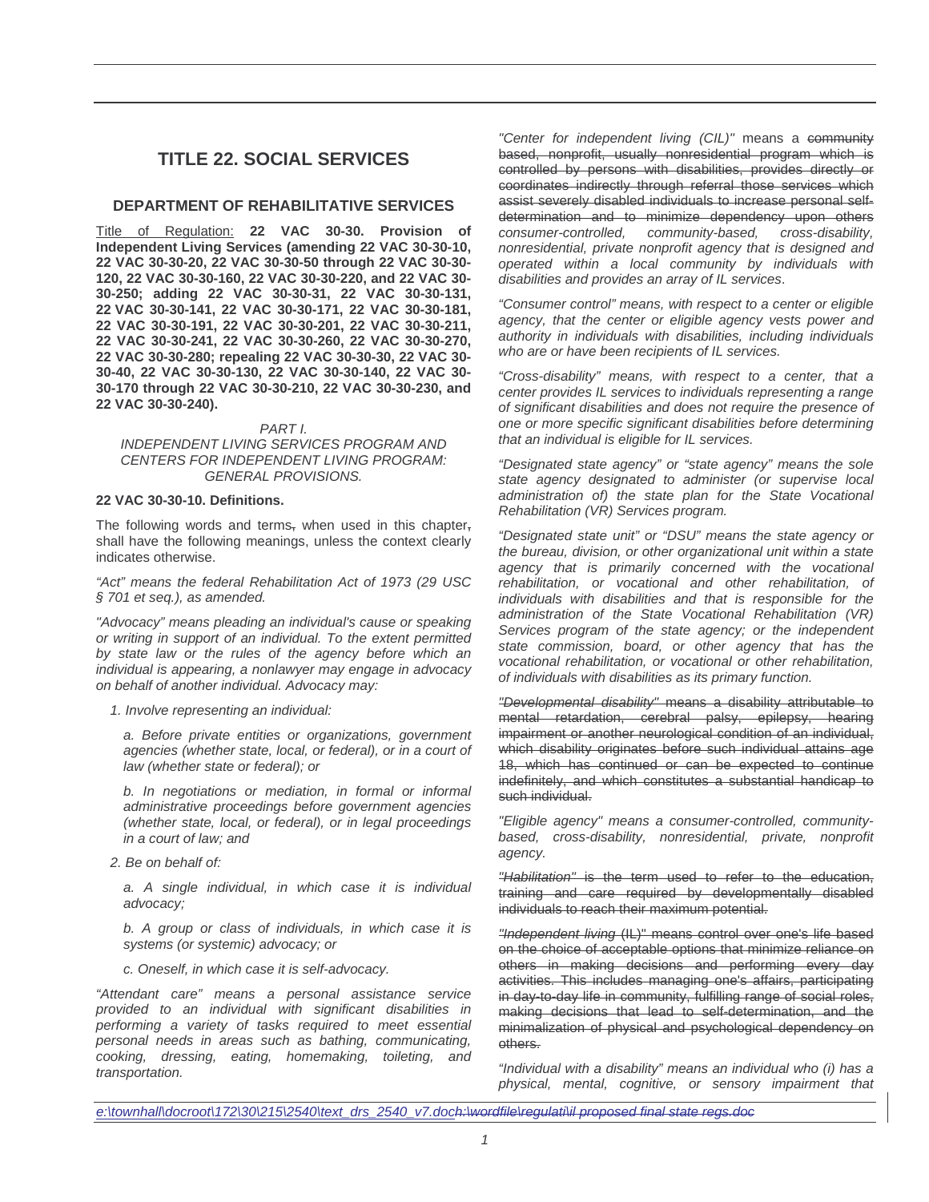# TITLE 22. SOCIAL SERVICES

## DEPARTMENT OF REHABILITATIVE SERVICES

Title of Regulation: **22 VAC 30-30. Provision of Independent Living Services (amending 22 VAC 30-30-10, 22 VAC 30-30-20, 22 VAC 30-30-50 through 22 VAC 30-30-120, 22 VAC 30-30-160, 22 VAC 30-30-220, and 22 VAC 30-30-250; adding 22 VAC 30-30-31, 22 VAC 30-30-131, 22 VAC 30-30-141, 22 VAC 30-30-171, 22 VAC 30-30-181, 22 VAC 30-30-191, 22 VAC 30-30-201, 22 VAC 30-30-211, 22 VAC 30-30-241, 22 VAC 30-30-260, 22 VAC 30-30-270, 22 VAC 30-30-280; repealing 22 VAC 30-30-30, 22 VAC 30-30-40, 22 VAC 30-30-130, 22 VAC 30-30-140, 22 VAC 30-30-170 through 22 VAC 30-30-210, 22 VAC 30-30-230, and 22 VAC 30-30-240).**

*PART I.*
*INDEPENDENT LIVING SERVICES PROGRAM AND CENTERS FOR INDEPENDENT LIVING PROGRAM: GENERAL PROVISIONS.*

**22 VAC 30-30-10. Definitions.**

The following words and terms~~,~~ when used in this chapter~~,~~ shall have the following meanings, unless the context clearly indicates otherwise.

*"Act" means the federal Rehabilitation Act of 1973 (29 USC § 701 et seq.), as amended.*

*"Advocacy" means pleading an individual's cause or speaking or writing in support of an individual. To the extent permitted by state law or the rules of the agency before which an individual is appearing, a nonlawyer may engage in advocacy on behalf of another individual. Advocacy may:*

*1. Involve representing an individual:*

*a. Before private entities or organizations, government agencies (whether state, local, or federal), or in a court of law (whether state or federal); or*

*b. In negotiations or mediation, in formal or informal administrative proceedings before government agencies (whether state, local, or federal), or in legal proceedings in a court of law; and*

*2. Be on behalf of:*

*a. A single individual, in which case it is individual advocacy;*

*b. A group or class of individuals, in which case it is systems (or systemic) advocacy; or*

*c. Oneself, in which case it is self-advocacy.*

*"Attendant care" means a personal assistance service provided to an individual with significant disabilities in performing a variety of tasks required to meet essential personal needs in areas such as bathing, communicating, cooking, dressing, eating, homemaking, toileting, and transportation.*

*"Center for independent living (CIL)"* means a ~~community based, nonprofit, usually nonresidential program which is controlled by persons with disabilities, provides directly or coordinates indirectly through referral those services which assist severely disabled individuals to increase personal self-determination and to minimize dependency upon others~~ *consumer-controlled, community-based, cross-disability, nonresidential, private nonprofit agency that is designed and operated within a local community by individuals with disabilities and provides an array of IL services.*

*"Consumer control" means, with respect to a center or eligible agency, that the center or eligible agency vests power and authority in individuals with disabilities, including individuals who are or have been recipients of IL services.*

*"Cross-disability" means, with respect to a center, that a center provides IL services to individuals representing a range of significant disabilities and does not require the presence of one or more specific significant disabilities before determining that an individual is eligible for IL services.*

*"Designated state agency" or "state agency" means the sole state agency designated to administer (or supervise local administration of) the state plan for the State Vocational Rehabilitation (VR) Services program.*

*"Designated state unit" or "DSU" means the state agency or the bureau, division, or other organizational unit within a state agency that is primarily concerned with the vocational rehabilitation, or vocational and other rehabilitation, of individuals with disabilities and that is responsible for the administration of the State Vocational Rehabilitation (VR) Services program of the state agency; or the independent state commission, board, or other agency that has the vocational rehabilitation, or vocational or other rehabilitation, of individuals with disabilities as its primary function.*

~~*"Developmental disability"* means a disability attributable to mental retardation, cerebral palsy, epilepsy, hearing impairment or another neurological condition of an individual, which disability originates before such individual attains age 18, which has continued or can be expected to continue indefinitely, and which constitutes a substantial handicap to such individual.~~

*"Eligible agency" means a consumer-controlled, community-based, cross-disability, nonresidential, private, nonprofit agency.*

~~*"Habilitation"* is the term used to refer to the education, training and care required by developmentally disabled individuals to reach their maximum potential.~~

~~*"Independent living* (IL)" means control over one's life based on the choice of acceptable options that minimize reliance on others in making decisions and performing every day activities. This includes managing one's affairs, participating in day-to-day life in community, fulfilling range of social roles, making decisions that lead to self-determination, and the minimalization of physical and psychological dependency on others.~~

*"Individual with a disability" means an individual who (i) has a physical, mental, cognitive, or sensory impairment that*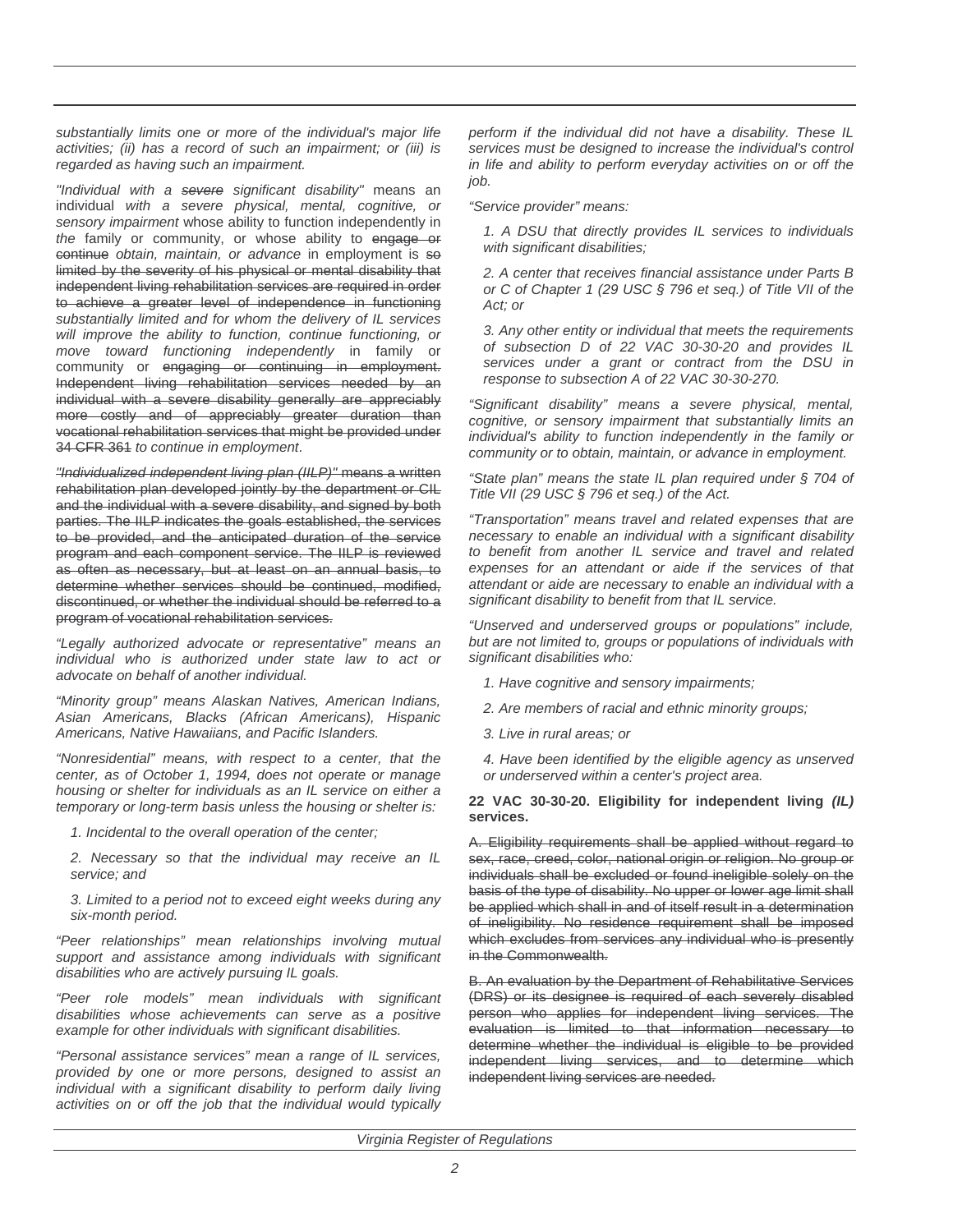*substantially limits one or more of the individual's major life activities; (ii) has a record of such an impairment; or (iii) is regarded as having such an impairment.*

*"Individual with a ~~severe~~ significant disability"* means an individual *with a severe physical, mental, cognitive, or sensory impairment* whose ability to function independently in *the* family or community, or whose ability to ~~engage or continue~~ *obtain, maintain, or advance* in employment is ~~so limited by the severity of his physical or mental disability that independent living rehabilitation services are required in order to achieve a greater level of independence in functioning~~ *substantially limited and for whom the delivery of IL services will improve the ability to function, continue functioning, or move toward functioning independently* in family or community or ~~engaging or continuing in employment. Independent living rehabilitation services needed by an individual with a severe disability generally are appreciably more costly and of appreciably greater duration than vocational rehabilitation services that might be provided under 34 CFR 361~~ *to continue in employment*.

~~*"Individualized independent living plan (IILP)"* means a written rehabilitation plan developed jointly by the department or CIL and the individual with a severe disability, and signed by both parties. The IILP indicates the goals established, the services to be provided, and the anticipated duration of the service program and each component service. The IILP is reviewed as often as necessary, but at least on an annual basis, to determine whether services should be continued, modified, discontinued, or whether the individual should be referred to a program of vocational rehabilitation services.~~

*"Legally authorized advocate or representative" means an individual who is authorized under state law to act or advocate on behalf of another individual.*

*"Minority group" means Alaskan Natives, American Indians, Asian Americans, Blacks (African Americans), Hispanic Americans, Native Hawaiians, and Pacific Islanders.*

*"Nonresidential" means, with respect to a center, that the center, as of October 1, 1994, does not operate or manage housing or shelter for individuals as an IL service on either a temporary or long-term basis unless the housing or shelter is:*

*1. Incidental to the overall operation of the center;*

*2. Necessary so that the individual may receive an IL service; and*

*3. Limited to a period not to exceed eight weeks during any six-month period.*

*"Peer relationships" mean relationships involving mutual support and assistance among individuals with significant disabilities who are actively pursuing IL goals.*

*"Peer role models" mean individuals with significant disabilities whose achievements can serve as a positive example for other individuals with significant disabilities.*

*"Personal assistance services" mean a range of IL services, provided by one or more persons, designed to assist an individual with a significant disability to perform daily living activities on or off the job that the individual would typically perform if the individual did not have a disability. These IL services must be designed to increase the individual's control in life and ability to perform everyday activities on or off the job.*

*"Service provider" means:*

*1. A DSU that directly provides IL services to individuals with significant disabilities;*

*2. A center that receives financial assistance under Parts B or C of Chapter 1 (29 USC § 796 et seq.) of Title VII of the Act; or*

*3. Any other entity or individual that meets the requirements of subsection D of 22 VAC 30-30-20 and provides IL services under a grant or contract from the DSU in response to subsection A of 22 VAC 30-30-270.*

*"Significant disability" means a severe physical, mental, cognitive, or sensory impairment that substantially limits an individual's ability to function independently in the family or community or to obtain, maintain, or advance in employment.*

*"State plan" means the state IL plan required under § 704 of Title VII (29 USC § 796 et seq.) of the Act.*

*"Transportation" means travel and related expenses that are necessary to enable an individual with a significant disability to benefit from another IL service and travel and related expenses for an attendant or aide if the services of that attendant or aide are necessary to enable an individual with a significant disability to benefit from that IL service.*

*"Unserved and underserved groups or populations" include, but are not limited to, groups or populations of individuals with significant disabilities who:*

*1. Have cognitive and sensory impairments;*

*2. Are members of racial and ethnic minority groups;*

*3. Live in rural areas; or*

*4. Have been identified by the eligible agency as unserved or underserved within a center's project area.*

**22 VAC 30-30-20. Eligibility for independent living *(IL)* services.**

~~A. Eligibility requirements shall be applied without regard to sex, race, creed, color, national origin or religion. No group or individuals shall be excluded or found ineligible solely on the basis of the type of disability. No upper or lower age limit shall be applied which shall in and of itself result in a determination of ineligibility. No residence requirement shall be imposed which excludes from services any individual who is presently in the Commonwealth.~~

~~B. An evaluation by the Department of Rehabilitative Services (DRS) or its designee is required of each severely disabled person who applies for independent living services. The evaluation is limited to that information necessary to determine whether the individual is eligible to be provided independent living services, and to determine which independent living services are needed.~~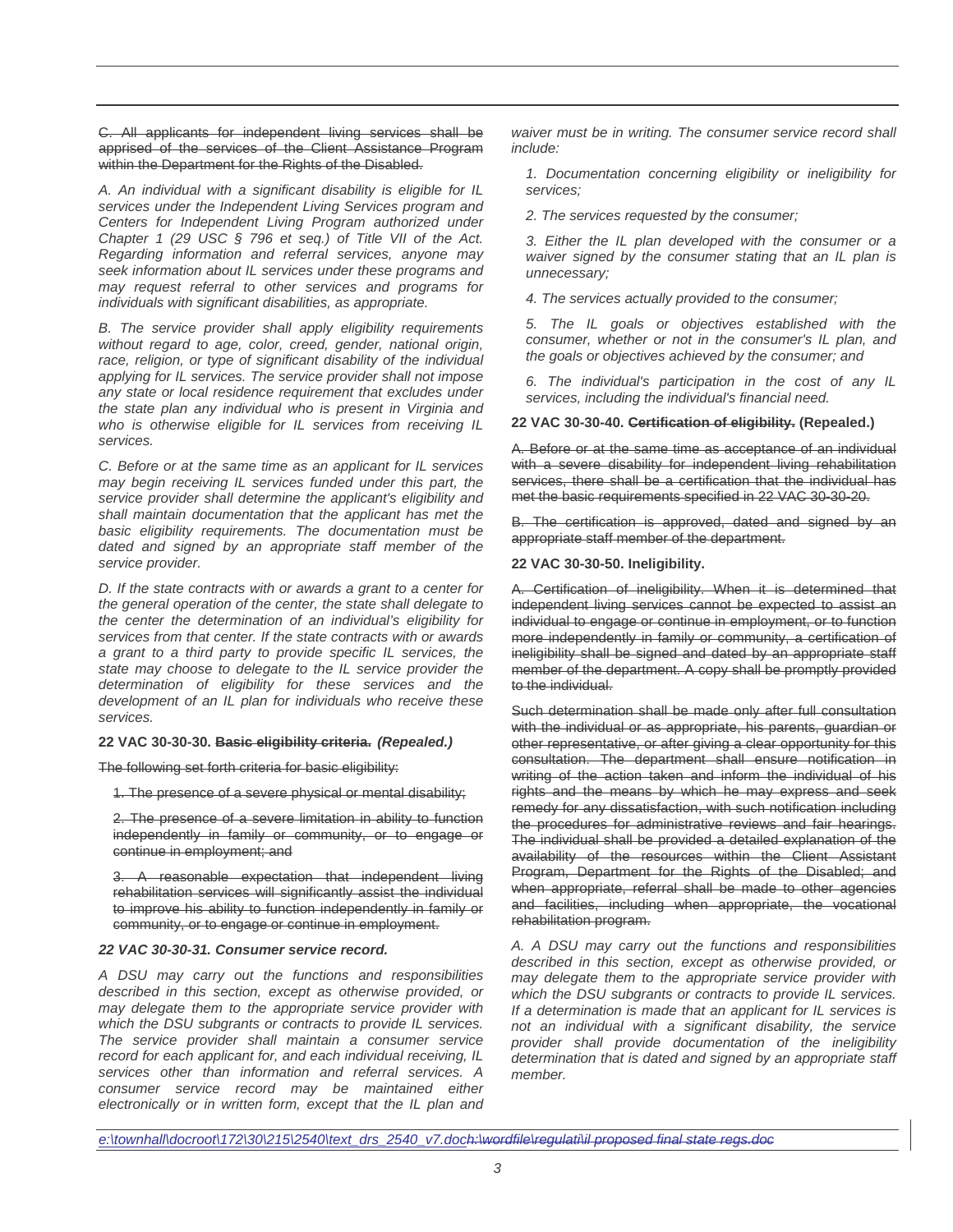~~C. All applicants for independent living services shall be apprised of the services of the Client Assistance Program within the Department for the Rights of the Disabled.~~

*A. An individual with a significant disability is eligible for IL services under the Independent Living Services program and Centers for Independent Living Program authorized under Chapter 1 (29 USC § 796 et seq.) of Title VII of the Act. Regarding information and referral services, anyone may seek information about IL services under these programs and may request referral to other services and programs for individuals with significant disabilities, as appropriate.*

*B. The service provider shall apply eligibility requirements without regard to age, color, creed, gender, national origin, race, religion, or type of significant disability of the individual applying for IL services. The service provider shall not impose any state or local residence requirement that excludes under the state plan any individual who is present in Virginia and who is otherwise eligible for IL services from receiving IL services.*

*C. Before or at the same time as an applicant for IL services may begin receiving IL services funded under this part, the service provider shall determine the applicant's eligibility and shall maintain documentation that the applicant has met the basic eligibility requirements. The documentation must be dated and signed by an appropriate staff member of the service provider.*

*D. If the state contracts with or awards a grant to a center for the general operation of the center, the state shall delegate to the center the determination of an individual's eligibility for services from that center. If the state contracts with or awards a grant to a third party to provide specific IL services, the state may choose to delegate to the IL service provider the determination of eligibility for these services and the development of an IL plan for individuals who receive these services.*

**22 VAC 30-30-30. ~~Basic eligibility criteria.~~ *(Repealed.)***

~~The following set forth criteria for basic eligibility:~~

~~1. The presence of a severe physical or mental disability;~~

~~2. The presence of a severe limitation in ability to function independently in family or community, or to engage or continue in employment; and~~

~~3. A reasonable expectation that independent living rehabilitation services will significantly assist the individual to improve his ability to function independently in family or community, or to engage or continue in employment.~~

***22 VAC 30-30-31. Consumer service record.***

*A DSU may carry out the functions and responsibilities described in this section, except as otherwise provided, or may delegate them to the appropriate service provider with which the DSU subgrants or contracts to provide IL services. The service provider shall maintain a consumer service record for each applicant for, and each individual receiving, IL services other than information and referral services. A consumer service record may be maintained either electronically or in written form, except that the IL plan and waiver must be in writing. The consumer service record shall include:*

*1. Documentation concerning eligibility or ineligibility for services;*

*2. The services requested by the consumer;*

*3. Either the IL plan developed with the consumer or a waiver signed by the consumer stating that an IL plan is unnecessary;*

*4. The services actually provided to the consumer;*

*5. The IL goals or objectives established with the consumer, whether or not in the consumer's IL plan, and the goals or objectives achieved by the consumer; and*

*6. The individual's participation in the cost of any IL services, including the individual's financial need.*

**22 VAC 30-30-40. ~~Certification of eligibility.~~ (Repealed.)**

~~A. Before or at the same time as acceptance of an individual with a severe disability for independent living rehabilitation services, there shall be a certification that the individual has met the basic requirements specified in 22 VAC 30-30-20.~~

~~B. The certification is approved, dated and signed by an appropriate staff member of the department.~~

**22 VAC 30-30-50. Ineligibility.**

~~A. Certification of ineligibility. When it is determined that independent living services cannot be expected to assist an individual to engage or continue in employment, or to function more independently in family or community, a certification of ineligibility shall be signed and dated by an appropriate staff member of the department. A copy shall be promptly provided to the individual.~~

~~Such determination shall be made only after full consultation with the individual or as appropriate, his parents, guardian or other representative, or after giving a clear opportunity for this consultation. The department shall ensure notification in writing of the action taken and inform the individual of his rights and the means by which he may express and seek remedy for any dissatisfaction, with such notification including the procedures for administrative reviews and fair hearings. The individual shall be provided a detailed explanation of the availability of the resources within the Client Assistant Program, Department for the Rights of the Disabled; and when appropriate, referral shall be made to other agencies and facilities, including when appropriate, the vocational rehabilitation program.~~

*A. A DSU may carry out the functions and responsibilities described in this section, except as otherwise provided, or may delegate them to the appropriate service provider with which the DSU subgrants or contracts to provide IL services. If a determination is made that an applicant for IL services is not an individual with a significant disability, the service provider shall provide documentation of the ineligibility determination that is dated and signed by an appropriate staff member.*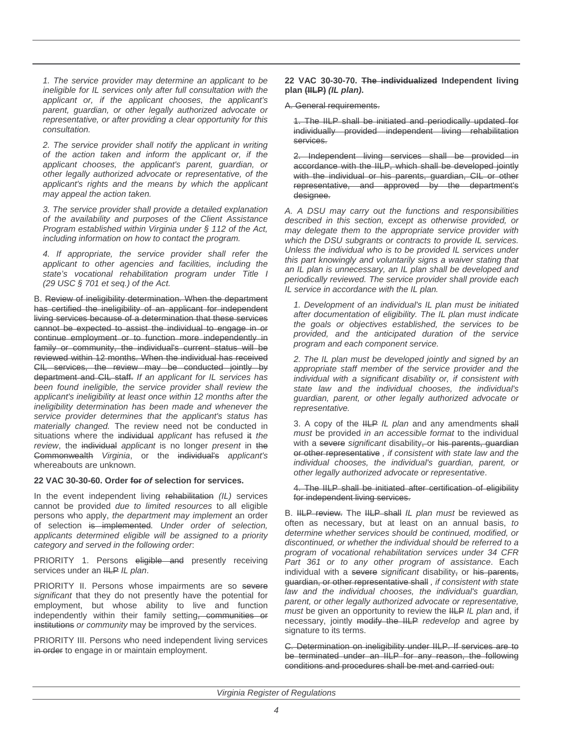*1. The service provider may determine an applicant to be ineligible for IL services only after full consultation with the applicant or, if the applicant chooses, the applicant's parent, guardian, or other legally authorized advocate or representative, or after providing a clear opportunity for this consultation.*

*2. The service provider shall notify the applicant in writing of the action taken and inform the applicant or, if the applicant chooses, the applicant's parent, guardian, or other legally authorized advocate or representative, of the applicant's rights and the means by which the applicant may appeal the action taken.*

*3. The service provider shall provide a detailed explanation of the availability and purposes of the Client Assistance Program established within Virginia under § 112 of the Act, including information on how to contact the program.*

*4. If appropriate, the service provider shall refer the applicant to other agencies and facilities, including the state's vocational rehabilitation program under Title I (29 USC § 701 et seq.) of the Act.*

B. ~~Review of ineligibility determination. When the department has certified the ineligibility of an applicant for independent living services because of a determination that these services cannot be expected to assist the individual to engage in or continue employment or to function more independently in family or community, the individual's current status will be reviewed within 12 months. When the individual has received CIL services, the review may be conducted jointly by department and CIL staff.~~ *If an applicant for IL services has been found ineligible, the service provider shall review the applicant's ineligibility at least once within 12 months after the ineligibility determination has been made and whenever the service provider determines that the applicant's status has materially changed.* The review need not be conducted in situations where the ~~individual~~ *applicant* has refused ~~it~~ *the review*, the ~~individual~~ *applicant* is no longer *present* in ~~the Commonwealth~~ *Virginia*, or the ~~individual's~~ *applicant's* whereabouts are unknown.

**22 VAC 30-30-60. Order ~~for~~ *of* selection for services.**

In the event independent living ~~rehabilitation~~ *(IL)* services cannot be provided *due to limited resources* to all eligible persons who apply, *the department may implement* an order of selection ~~is implemented~~. *Under order of selection, applicants determined eligible will be assigned to a priority category and served in the following order*:

PRIORITY 1. Persons ~~eligible and~~ presently receiving services under an ~~IILP~~ *IL plan*.

PRIORITY II. Persons whose impairments are so ~~severe~~ *significant* that they do not presently have the potential for employment, but whose ability to live and function independently within their family setting~~, communities or institutions~~ *or community* may be improved by the services.

PRIORITY III. Persons who need independent living services ~~in order~~ to engage in or maintain employment.

**22 VAC 30-30-70. ~~The individualized~~ Independent living plan ~~(IILP)~~ *(IL plan)*.**

~~A. General requirements.~~

~~1. The IILP shall be initiated and periodically updated for individually provided independent living rehabilitation services.~~

~~2. Independent living services shall be provided in accordance with the IILP, which shall be developed jointly with the individual or his parents, guardian, CIL or other representative, and approved by the department's designee.~~

*A. A DSU may carry out the functions and responsibilities described in this section, except as otherwise provided, or may delegate them to the appropriate service provider with which the DSU subgrants or contracts to provide IL services. Unless the individual who is to be provided IL services under this part knowingly and voluntarily signs a waiver stating that an IL plan is unnecessary, an IL plan shall be developed and periodically reviewed. The service provider shall provide each IL service in accordance with the IL plan.*

*1. Development of an individual's IL plan must be initiated after documentation of eligibility. The IL plan must indicate the goals or objectives established, the services to be provided, and the anticipated duration of the service program and each component service.*

*2. The IL plan must be developed jointly and signed by an appropriate staff member of the service provider and the individual with a significant disability or, if consistent with state law and the individual chooses, the individual's guardian, parent, or other legally authorized advocate or representative.*

3. A copy of the ~~IILP~~ *IL plan* and any amendments ~~shall~~ *must* be provided *in an accessible format* to the individual with a ~~severe~~ *significant* disability~~, or his parents, guardian or other representative~~ *, if consistent with state law and the individual chooses, the individual's guardian, parent, or other legally authorized advocate or representative*.

~~4. The IILP shall be initiated after certification of eligibility for independent living services.~~

B. ~~IILP review.~~ The ~~IILP shall~~ *IL plan must* be reviewed as often as necessary, but at least on an annual basis, *to determine whether services should be continued, modified, or discontinued, or whether the individual should be referred to a program of vocational rehabilitation services under 34 CFR Part 361 or to any other program of assistance*. Each individual with a ~~severe~~ *significant* disability~~,~~ or ~~his parents, guardian, or other representative shall~~ *, if consistent with state law and the individual chooses, the individual's guardian, parent, or other legally authorized advocate or representative, must* be given an opportunity to review the ~~IILP~~ *IL plan* and, if necessary, jointly ~~modify the IILP~~ *redevelop* and agree by signature to its terms.

~~C. Determination on ineligibility under IILP. If services are to be terminated under an IILP for any reason, the following conditions and procedures shall be met and carried out:~~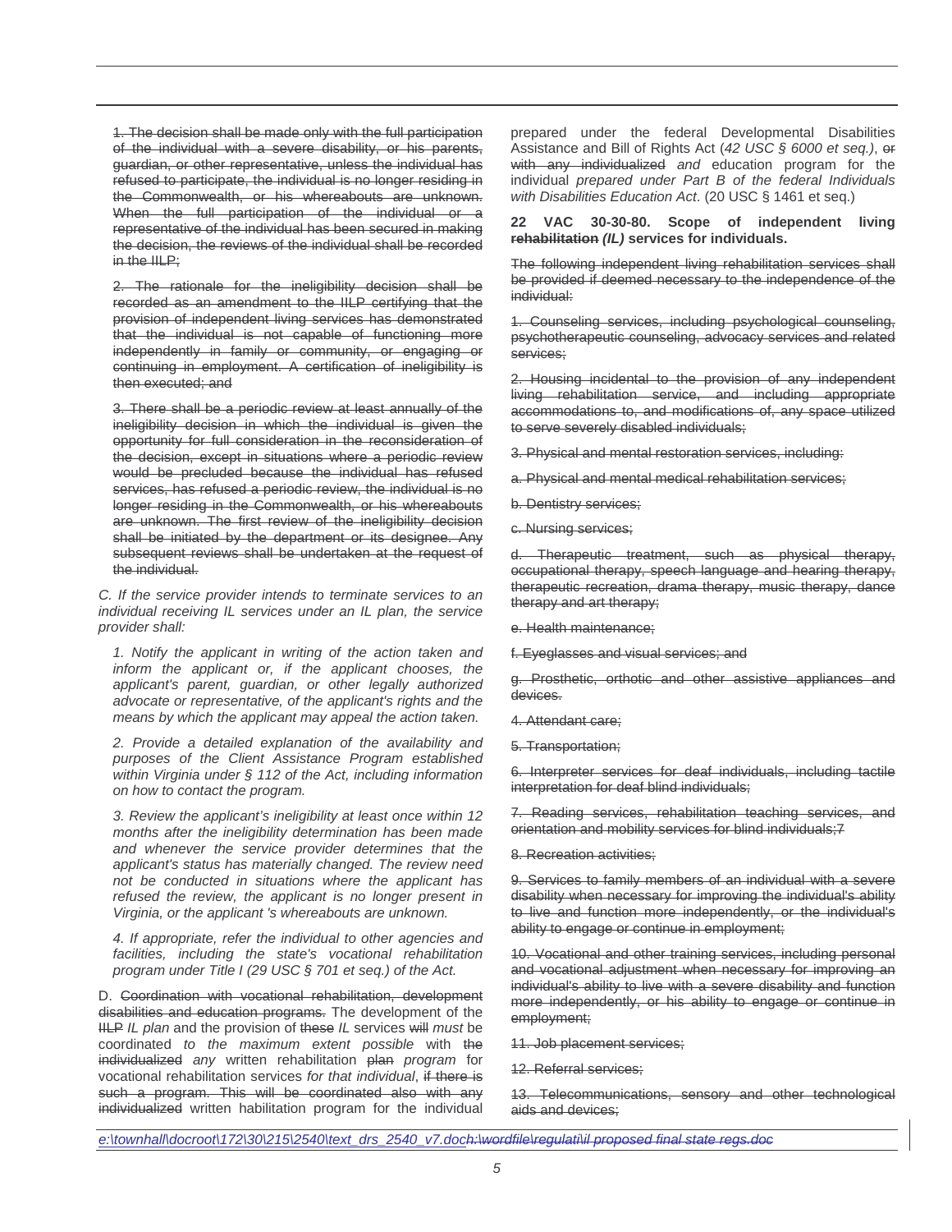~~1. The decision shall be made only with the full participation of the individual with a severe disability, or his parents, guardian, or other representative, unless the individual has refused to participate, the individual is no longer residing in the Commonwealth, or his whereabouts are unknown. When the full participation of the individual or a representative of the individual has been secured in making the decision, the reviews of the individual shall be recorded in the IILP;~~

~~2. The rationale for the ineligibility decision shall be recorded as an amendment to the IILP certifying that the provision of independent living services has demonstrated that the individual is not capable of functioning more independently in family or community, or engaging or continuing in employment. A certification of ineligibility is then executed; and~~

~~3. There shall be a periodic review at least annually of the ineligibility decision in which the individual is given the opportunity for full consideration in the reconsideration of the decision, except in situations where a periodic review would be precluded because the individual has refused services, has refused a periodic review, the individual is no longer residing in the Commonwealth, or his whereabouts are unknown. The first review of the ineligibility decision shall be initiated by the department or its designee. Any subsequent reviews shall be undertaken at the request of the individual.~~

*C. If the service provider intends to terminate services to an individual receiving IL services under an IL plan, the service provider shall:*

*1. Notify the applicant in writing of the action taken and inform the applicant or, if the applicant chooses, the applicant's parent, guardian, or other legally authorized advocate or representative, of the applicant's rights and the means by which the applicant may appeal the action taken.*

*2. Provide a detailed explanation of the availability and purposes of the Client Assistance Program established within Virginia under § 112 of the Act, including information on how to contact the program.*

*3. Review the applicant's ineligibility at least once within 12 months after the ineligibility determination has been made and whenever the service provider determines that the applicant's status has materially changed. The review need not be conducted in situations where the applicant has refused the review, the applicant is no longer present in Virginia, or the applicant 's whereabouts are unknown.*

*4. If appropriate, refer the individual to other agencies and facilities, including the state's vocational rehabilitation program under Title I (29 USC § 701 et seq.) of the Act.*

D. ~~Coordination with vocational rehabilitation, development disabilities and education programs.~~ The development of the ~~IILP~~ *IL plan* and the provision of ~~these~~ *IL* services ~~will~~ *must* be coordinated *to the maximum extent possible* with ~~the individualized~~ *any* written rehabilitation ~~plan~~ *program* for vocational rehabilitation services *for that individual*, ~~if there is such a program. This will be coordinated also with any individualized~~ written habilitation program for the individual prepared under the federal Developmental Disabilities Assistance and Bill of Rights Act (*42 USC § 6000 et seq.)*, ~~or with any individualized~~ *and* education program for the individual *prepared under Part B of the federal Individuals with Disabilities Education Act*. (20 USC § 1461 et seq.)

**22 VAC 30-30-80. Scope of independent living ~~rehabilitation~~ *(IL)* services for individuals.**

~~The following independent living rehabilitation services shall be provided if deemed necessary to the independence of the individual:~~

~~1. Counseling services, including psychological counseling, psychotherapeutic counseling, advocacy services and related services;~~

~~2. Housing incidental to the provision of any independent living rehabilitation service, and including appropriate accommodations to, and modifications of, any space utilized to serve severely disabled individuals;~~

~~3. Physical and mental restoration services, including:~~

~~a. Physical and mental medical rehabilitation services;~~

~~b. Dentistry services;~~

~~c. Nursing services;~~

~~d. Therapeutic treatment, such as physical therapy, occupational therapy, speech language and hearing therapy, therapeutic recreation, drama therapy, music therapy, dance therapy and art therapy;~~

~~e. Health maintenance;~~

~~f. Eyeglasses and visual services; and~~

~~g. Prosthetic, orthotic and other assistive appliances and devices.~~

~~4. Attendant care;~~

~~5. Transportation;~~

~~6. Interpreter services for deaf individuals, including tactile interpretation for deaf blind individuals;~~

~~7. Reading services, rehabilitation teaching services, and orientation and mobility services for blind individuals;7~~

~~8. Recreation activities;~~

~~9. Services to family members of an individual with a severe disability when necessary for improving the individual's ability to live and function more independently, or the individual's ability to engage or continue in employment;~~

~~10. Vocational and other training services, including personal and vocational adjustment when necessary for improving an individual's ability to live with a severe disability and function more independently, or his ability to engage or continue in employment;~~

~~11. Job placement services;~~

~~12. Referral services;~~

~~13. Telecommunications, sensory and other technological aids and devices;~~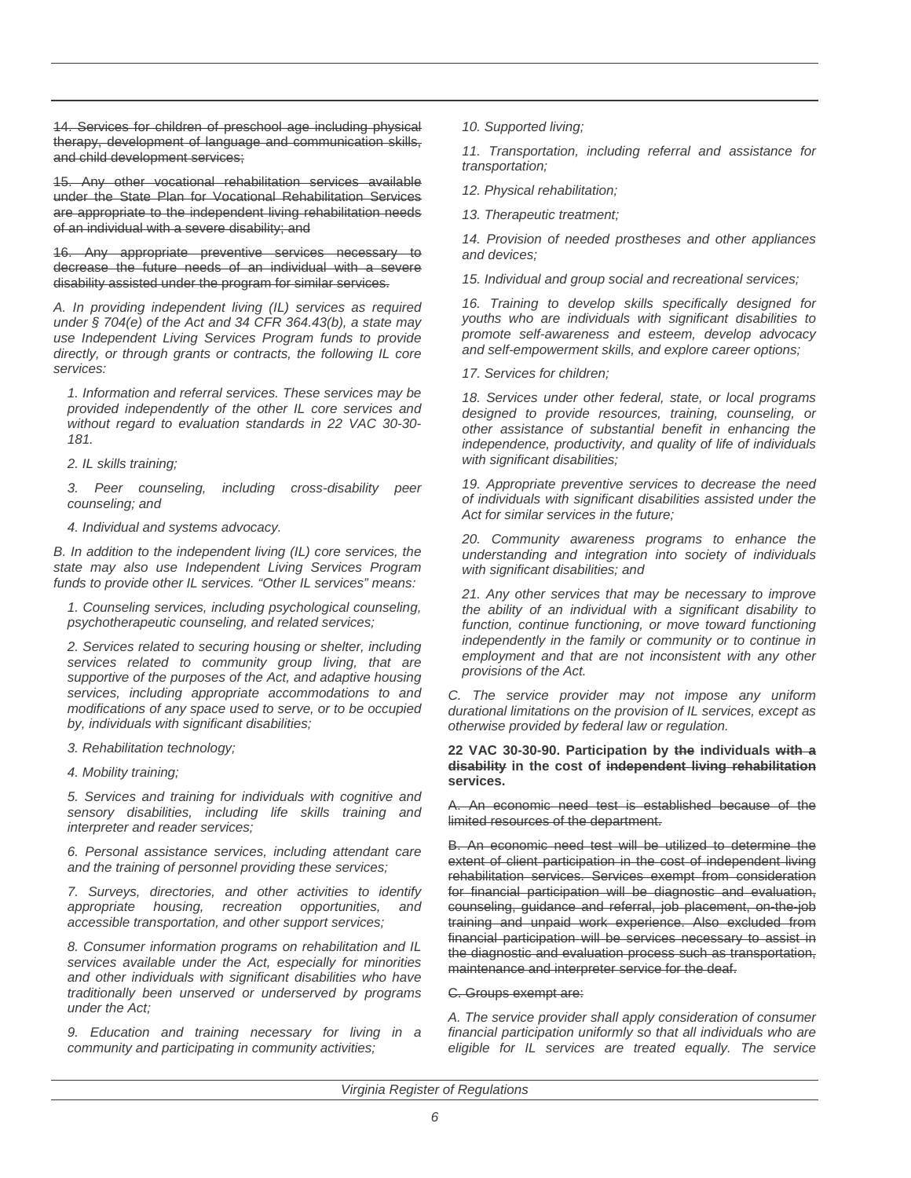~~14. Services for children of preschool age including physical therapy, development of language and communication skills, and child development services;~~

~~15. Any other vocational rehabilitation services available under the State Plan for Vocational Rehabilitation Services are appropriate to the independent living rehabilitation needs of an individual with a severe disability; and~~

~~16. Any appropriate preventive services necessary to decrease the future needs of an individual with a severe disability assisted under the program for similar services.~~

*A. In providing independent living (IL) services as required under § 704(e) of the Act and 34 CFR 364.43(b), a state may use Independent Living Services Program funds to provide directly, or through grants or contracts, the following IL core services:*

*1. Information and referral services. These services may be provided independently of the other IL core services and without regard to evaluation standards in 22 VAC 30-30-181.*

*2. IL skills training;*

*3. Peer counseling, including cross-disability peer counseling; and*

*4. Individual and systems advocacy.*

*B. In addition to the independent living (IL) core services, the state may also use Independent Living Services Program funds to provide other IL services. "Other IL services" means:*

*1. Counseling services, including psychological counseling, psychotherapeutic counseling, and related services;*

*2. Services related to securing housing or shelter, including services related to community group living, that are supportive of the purposes of the Act, and adaptive housing services, including appropriate accommodations to and modifications of any space used to serve, or to be occupied by, individuals with significant disabilities;*

*3. Rehabilitation technology;*

*4. Mobility training;*

*5. Services and training for individuals with cognitive and sensory disabilities, including life skills training and interpreter and reader services;*

*6. Personal assistance services, including attendant care and the training of personnel providing these services;*

*7. Surveys, directories, and other activities to identify appropriate housing, recreation opportunities, and accessible transportation, and other support services;*

*8. Consumer information programs on rehabilitation and IL services available under the Act, especially for minorities and other individuals with significant disabilities who have traditionally been unserved or underserved by programs under the Act;*

*9. Education and training necessary for living in a community and participating in community activities;*

*10. Supported living;*

*11. Transportation, including referral and assistance for transportation;*

*12. Physical rehabilitation;*

*13. Therapeutic treatment;*

*14. Provision of needed prostheses and other appliances and devices;*

*15. Individual and group social and recreational services;*

*16. Training to develop skills specifically designed for youths who are individuals with significant disabilities to promote self-awareness and esteem, develop advocacy and self-empowerment skills, and explore career options;*

*17. Services for children;*

*18. Services under other federal, state, or local programs designed to provide resources, training, counseling, or other assistance of substantial benefit in enhancing the independence, productivity, and quality of life of individuals with significant disabilities;*

*19. Appropriate preventive services to decrease the need of individuals with significant disabilities assisted under the Act for similar services in the future;*

*20. Community awareness programs to enhance the understanding and integration into society of individuals with significant disabilities; and*

*21. Any other services that may be necessary to improve the ability of an individual with a significant disability to function, continue functioning, or move toward functioning independently in the family or community or to continue in employment and that are not inconsistent with any other provisions of the Act.*

*C. The service provider may not impose any uniform durational limitations on the provision of IL services, except as otherwise provided by federal law or regulation.*

**22 VAC 30-30-90. Participation by ~~the~~ individuals ~~with a disability~~ in the cost of ~~independent living rehabilitation~~ services.**

~~A. An economic need test is established because of the limited resources of the department.~~

~~B. An economic need test will be utilized to determine the extent of client participation in the cost of independent living rehabilitation services. Services exempt from consideration for financial participation will be diagnostic and evaluation, counseling, guidance and referral, job placement, on-the-job training and unpaid work experience. Also excluded from financial participation will be services necessary to assist in the diagnostic and evaluation process such as transportation, maintenance and interpreter service for the deaf.~~

~~C. Groups exempt are:~~

*A. The service provider shall apply consideration of consumer financial participation uniformly so that all individuals who are eligible for IL services are treated equally. The service*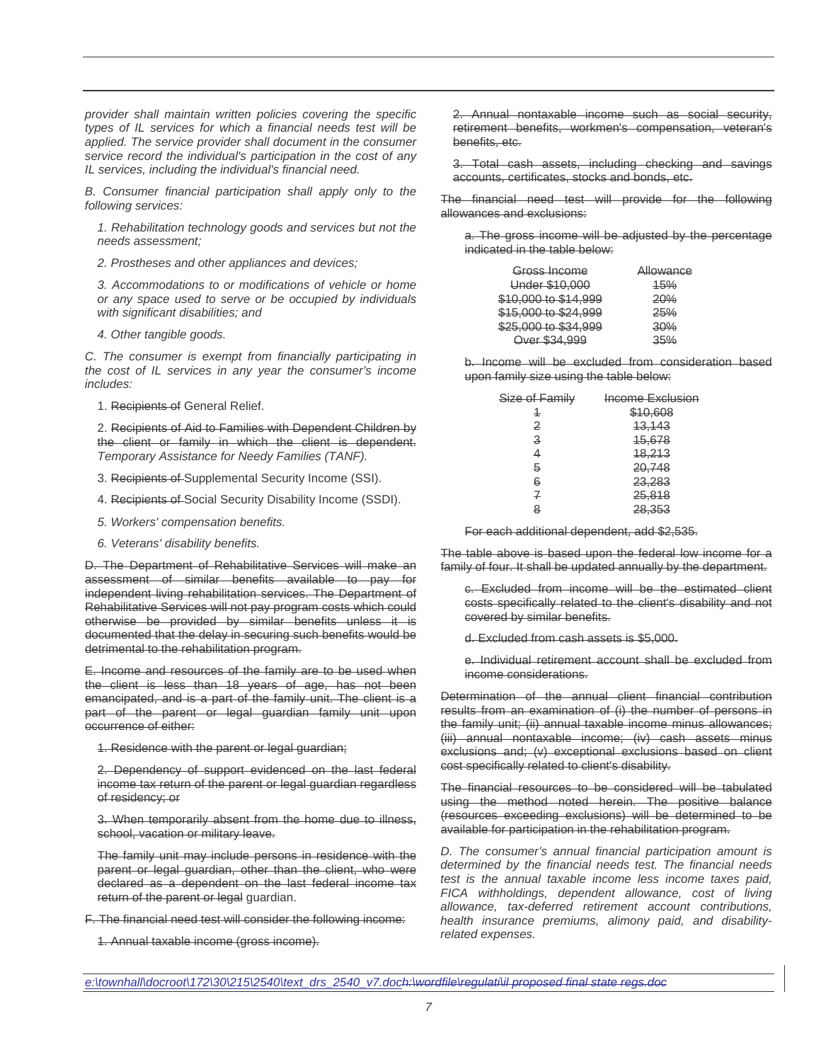*provider shall maintain written policies covering the specific types of IL services for which a financial needs test will be applied. The service provider shall document in the consumer service record the individual's participation in the cost of any IL services, including the individual's financial need.*

*B. Consumer financial participation shall apply only to the following services:*

*1. Rehabilitation technology goods and services but not the needs assessment;*

*2. Prostheses and other appliances and devices;*

*3. Accommodations to or modifications of vehicle or home or any space used to serve or be occupied by individuals with significant disabilities; and*

*4. Other tangible goods.*

*C. The consumer is exempt from financially participating in the cost of IL services in any year the consumer's income includes:*

1. ~~Recipients of~~ General Relief.

2. ~~Recipients of Aid to Families with Dependent Children by the client or family in which the client is dependent.~~ *Temporary Assistance for Needy Families (TANF).*

3. ~~Recipients of~~ Supplemental Security Income (SSI).

4. ~~Recipients of~~ Social Security Disability Income (SSDI).

*5. Workers' compensation benefits.*

*6. Veterans' disability benefits.*

~~D. The Department of Rehabilitative Services will make an assessment of similar benefits available to pay for independent living rehabilitation services. The Department of Rehabilitative Services will not pay program costs which could otherwise be provided by similar benefits unless it is documented that the delay in securing such benefits would be detrimental to the rehabilitation program.~~

~~E. Income and resources of the family are to be used when the client is less than 18 years of age, has not been emancipated, and is a part of the family unit. The client is a part of the parent or legal guardian family unit upon occurrence of either:~~

~~1. Residence with the parent or legal guardian;~~

~~2. Dependency of support evidenced on the last federal income tax return of the parent or legal guardian regardless of residency; or~~

~~3. When temporarily absent from the home due to illness, school, vacation or military leave.~~

~~The family unit may include persons in residence with the parent or legal guardian, other than the client, who were declared as a dependent on the last federal income tax return of the parent or legal~~ guardian.

~~F. The financial need test will consider the following income:~~

~~1. Annual taxable income (gross income).~~

~~2. Annual nontaxable income such as social security, retirement benefits, workmen's compensation, veteran's benefits, etc.~~

~~3. Total cash assets, including checking and savings accounts, certificates, stocks and bonds, etc.~~

~~The financial need test will provide for the following allowances and exclusions:~~

~~a. The gross income will be adjusted by the percentage indicated in the table below:~~

| ~~Gross Income~~ | ~~Allowance~~ |
|---|---|
| ~~Under $10,000~~ | ~~15%~~ |
| ~~$10,000 to $14,999~~ | ~~20%~~ |
| ~~$15,000 to $24,999~~ | ~~25%~~ |
| ~~$25,000 to $34,999~~ | ~~30%~~ |
| ~~Over $34,999~~ | ~~35%~~ |

~~b. Income will be excluded from consideration based upon family size using the table below:~~

| ~~Size of Family~~ | ~~Income Exclusion~~ |
|---|---|
| ~~1~~ | ~~$10,608~~ |
| ~~2~~ | ~~13,143~~ |
| ~~3~~ | ~~15,678~~ |
| ~~4~~ | ~~18,213~~ |
| ~~5~~ | ~~20,748~~ |
| ~~6~~ | ~~23,283~~ |
| ~~7~~ | ~~25,818~~ |
| ~~8~~ | ~~28,353~~ |

~~For each additional dependent, add $2,535.~~

~~The table above is based upon the federal low income for a family of four. It shall be updated annually by the department.~~

~~c. Excluded from income will be the estimated client costs specifically related to the client's disability and not covered by similar benefits.~~

~~d. Excluded from cash assets is $5,000.~~

~~e. Individual retirement account shall be excluded from income considerations.~~

~~Determination of the annual client financial contribution results from an examination of (i) the number of persons in the family unit; (ii) annual taxable income minus allowances; (iii) annual nontaxable income; (iv) cash assets minus exclusions and; (v) exceptional exclusions based on client cost specifically related to client's disability.~~

~~The financial resources to be considered will be tabulated using the method noted herein. The positive balance (resources exceeding exclusions) will be determined to be available for participation in the rehabilitation program.~~

*D. The consumer's annual financial participation amount is determined by the financial needs test. The financial needs test is the annual taxable income less income taxes paid, FICA withholdings, dependent allowance, cost of living allowance, tax-deferred retirement account contributions, health insurance premiums, alimony paid, and disability-related expenses.*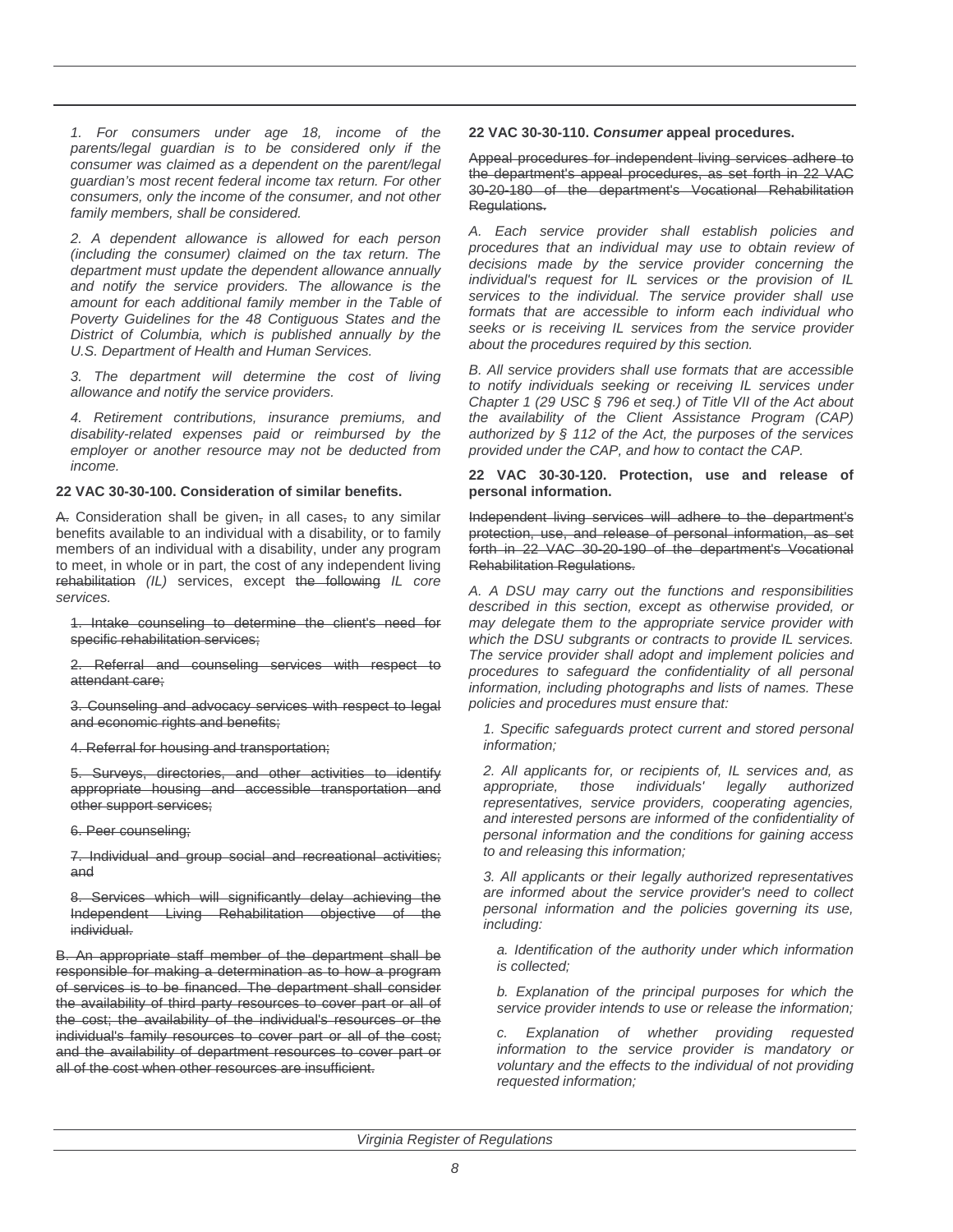*1. For consumers under age 18, income of the parents/legal guardian is to be considered only if the consumer was claimed as a dependent on the parent/legal guardian's most recent federal income tax return. For other consumers, only the income of the consumer, and not other family members, shall be considered.*

*2. A dependent allowance is allowed for each person (including the consumer) claimed on the tax return. The department must update the dependent allowance annually and notify the service providers. The allowance is the amount for each additional family member in the Table of Poverty Guidelines for the 48 Contiguous States and the District of Columbia, which is published annually by the U.S. Department of Health and Human Services.*

*3. The department will determine the cost of living allowance and notify the service providers.*

*4. Retirement contributions, insurance premiums, and disability-related expenses paid or reimbursed by the employer or another resource may not be deducted from income.*

**22 VAC 30-30-100. Consideration of similar benefits.**

~~A.~~ Consideration shall be given~~,~~ in all cases~~,~~ to any similar benefits available to an individual with a disability, or to family members of an individual with a disability, under any program to meet, in whole or in part, the cost of any independent living ~~rehabilitation~~ *(IL)* services, except ~~the following~~ *IL core services.*

~~1. Intake counseling to determine the client's need for specific rehabilitation services;~~

~~2. Referral and counseling services with respect to attendant care;~~

~~3. Counseling and advocacy services with respect to legal and economic rights and benefits;~~

~~4. Referral for housing and transportation;~~

~~5. Surveys, directories, and other activities to identify appropriate housing and accessible transportation and other support services;~~

~~6. Peer counseling;~~

~~7. Individual and group social and recreational activities; and~~

~~8. Services which will significantly delay achieving the Independent Living Rehabilitation objective of the individual.~~

~~B. An appropriate staff member of the department shall be responsible for making a determination as to how a program of services is to be financed. The department shall consider the availability of third party resources to cover part or all of the cost; the availability of the individual's resources or the individual's family resources to cover part or all of the cost; and the availability of department resources to cover part or all of the cost when other resources are insufficient.~~

**22 VAC 30-30-110. *Consumer* appeal procedures.**

~~Appeal procedures for independent living services adhere to the department's appeal procedures, as set forth in 22 VAC 30-20-180 of the department's Vocational Rehabilitation Regulations.~~

*A. Each service provider shall establish policies and procedures that an individual may use to obtain review of decisions made by the service provider concerning the individual's request for IL services or the provision of IL services to the individual. The service provider shall use formats that are accessible to inform each individual who seeks or is receiving IL services from the service provider about the procedures required by this section.*

*B. All service providers shall use formats that are accessible to notify individuals seeking or receiving IL services under Chapter 1 (29 USC § 796 et seq.) of Title VII of the Act about the availability of the Client Assistance Program (CAP) authorized by § 112 of the Act, the purposes of the services provided under the CAP, and how to contact the CAP.*

**22 VAC 30-30-120. Protection, use and release of personal information.**

~~Independent living services will adhere to the department's protection, use, and release of personal information, as set forth in 22 VAC 30-20-190 of the department's Vocational Rehabilitation Regulations.~~

*A. A DSU may carry out the functions and responsibilities described in this section, except as otherwise provided, or may delegate them to the appropriate service provider with which the DSU subgrants or contracts to provide IL services. The service provider shall adopt and implement policies and procedures to safeguard the confidentiality of all personal information, including photographs and lists of names. These policies and procedures must ensure that:*

*1. Specific safeguards protect current and stored personal information;*

*2. All applicants for, or recipients of, IL services and, as appropriate, those individuals' legally authorized representatives, service providers, cooperating agencies, and interested persons are informed of the confidentiality of personal information and the conditions for gaining access to and releasing this information;*

*3. All applicants or their legally authorized representatives are informed about the service provider's need to collect personal information and the policies governing its use, including:*

*a. Identification of the authority under which information is collected;*

*b. Explanation of the principal purposes for which the service provider intends to use or release the information;*

*c. Explanation of whether providing requested information to the service provider is mandatory or voluntary and the effects to the individual of not providing requested information;*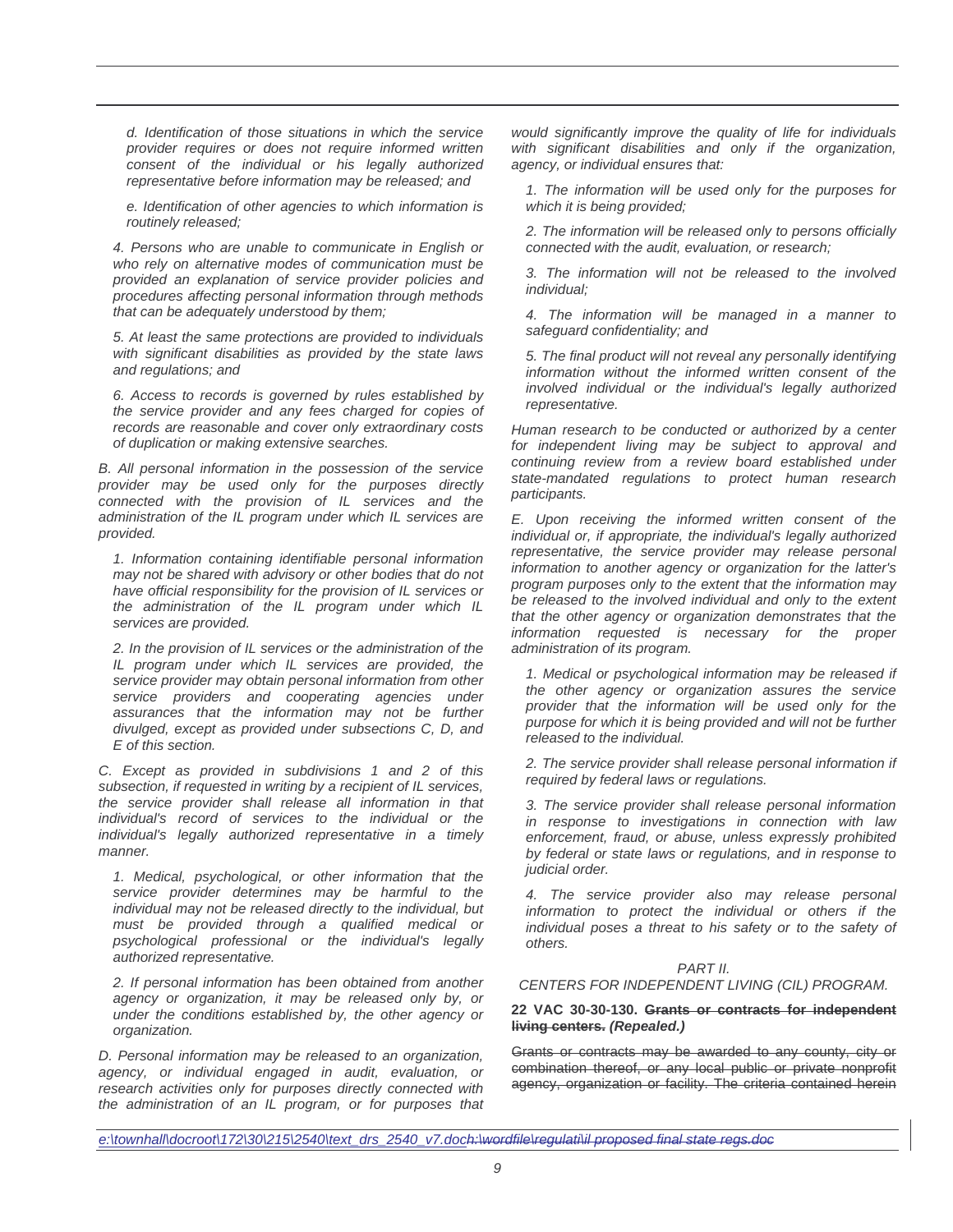*d. Identification of those situations in which the service provider requires or does not require informed written consent of the individual or his legally authorized representative before information may be released; and*

*e. Identification of other agencies to which information is routinely released;*

*4. Persons who are unable to communicate in English or who rely on alternative modes of communication must be provided an explanation of service provider policies and procedures affecting personal information through methods that can be adequately understood by them;*

*5. At least the same protections are provided to individuals with significant disabilities as provided by the state laws and regulations; and*

*6. Access to records is governed by rules established by the service provider and any fees charged for copies of records are reasonable and cover only extraordinary costs of duplication or making extensive searches.*

*B. All personal information in the possession of the service provider may be used only for the purposes directly connected with the provision of IL services and the administration of the IL program under which IL services are provided.*

*1. Information containing identifiable personal information may not be shared with advisory or other bodies that do not have official responsibility for the provision of IL services or the administration of the IL program under which IL services are provided.*

*2. In the provision of IL services or the administration of the IL program under which IL services are provided, the service provider may obtain personal information from other service providers and cooperating agencies under assurances that the information may not be further divulged, except as provided under subsections C, D, and E of this section.*

*C. Except as provided in subdivisions 1 and 2 of this subsection, if requested in writing by a recipient of IL services, the service provider shall release all information in that individual's record of services to the individual or the individual's legally authorized representative in a timely manner.*

*1. Medical, psychological, or other information that the service provider determines may be harmful to the individual may not be released directly to the individual, but must be provided through a qualified medical or psychological professional or the individual's legally authorized representative.*

*2. If personal information has been obtained from another agency or organization, it may be released only by, or under the conditions established by, the other agency or organization.*

*D. Personal information may be released to an organization, agency, or individual engaged in audit, evaluation, or research activities only for purposes directly connected with the administration of an IL program, or for purposes that would significantly improve the quality of life for individuals with significant disabilities and only if the organization, agency, or individual ensures that:*

*1. The information will be used only for the purposes for which it is being provided;*

*2. The information will be released only to persons officially connected with the audit, evaluation, or research;*

*3. The information will not be released to the involved individual;*

*4. The information will be managed in a manner to safeguard confidentiality; and*

*5. The final product will not reveal any personally identifying information without the informed written consent of the involved individual or the individual's legally authorized representative.*

*Human research to be conducted or authorized by a center for independent living may be subject to approval and continuing review from a review board established under state-mandated regulations to protect human research participants.*

*E. Upon receiving the informed written consent of the individual or, if appropriate, the individual's legally authorized representative, the service provider may release personal information to another agency or organization for the latter's program purposes only to the extent that the information may be released to the involved individual and only to the extent that the other agency or organization demonstrates that the information requested is necessary for the proper administration of its program.*

*1. Medical or psychological information may be released if the other agency or organization assures the service provider that the information will be used only for the purpose for which it is being provided and will not be further released to the individual.*

*2. The service provider shall release personal information if required by federal laws or regulations.*

*3. The service provider shall release personal information in response to investigations in connection with law enforcement, fraud, or abuse, unless expressly prohibited by federal or state laws or regulations, and in response to judicial order.*

*4. The service provider also may release personal information to protect the individual or others if the individual poses a threat to his safety or to the safety of others.*

*PART II.*
*CENTERS FOR INDEPENDENT LIVING (CIL) PROGRAM.*

**22 VAC 30-30-130. ~~Grants or contracts for independent living centers.~~ *(Repealed.)***

~~Grants or contracts may be awarded to any county, city or combination thereof, or any local public or private nonprofit agency, organization or facility. The criteria contained herein~~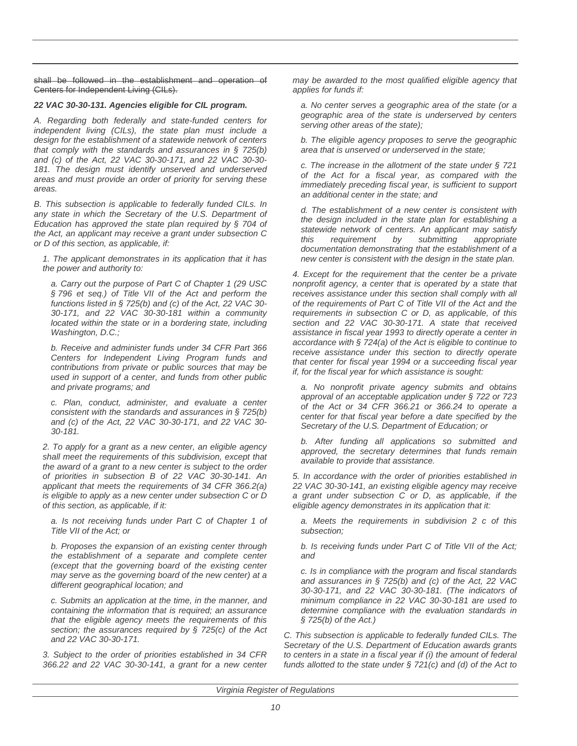~~shall be followed in the establishment and operation of Centers for Independent Living (CILs).~~

***22 VAC 30-30-131. Agencies eligible for CIL program.***

*A. Regarding both federally and state-funded centers for independent living (CILs), the state plan must include a design for the establishment of a statewide network of centers that comply with the standards and assurances in § 725(b) and (c) of the Act, 22 VAC 30-30-171, and 22 VAC 30-30-181. The design must identify unserved and underserved areas and must provide an order of priority for serving these areas.*

*B. This subsection is applicable to federally funded CILs. In any state in which the Secretary of the U.S. Department of Education has approved the state plan required by § 704 of the Act, an applicant may receive a grant under subsection C or D of this section, as applicable, if:*

*1. The applicant demonstrates in its application that it has the power and authority to:*

*a. Carry out the purpose of Part C of Chapter 1 (29 USC § 796 et seq.) of Title VII of the Act and perform the functions listed in § 725(b) and (c) of the Act, 22 VAC 30-30-171, and 22 VAC 30-30-181 within a community located within the state or in a bordering state, including Washington, D.C.;*

*b. Receive and administer funds under 34 CFR Part 366 Centers for Independent Living Program funds and contributions from private or public sources that may be used in support of a center, and funds from other public and private programs; and*

*c. Plan, conduct, administer, and evaluate a center consistent with the standards and assurances in § 725(b) and (c) of the Act, 22 VAC 30-30-171, and 22 VAC 30-30-181.*

*2. To apply for a grant as a new center, an eligible agency shall meet the requirements of this subdivision, except that the award of a grant to a new center is subject to the order of priorities in subsection B of 22 VAC 30-30-141. An applicant that meets the requirements of 34 CFR 366.2(a) is eligible to apply as a new center under subsection C or D of this section, as applicable, if it:*

*a. Is not receiving funds under Part C of Chapter 1 of Title VII of the Act; or*

*b. Proposes the expansion of an existing center through the establishment of a separate and complete center (except that the governing board of the existing center may serve as the governing board of the new center) at a different geographical location; and*

*c. Submits an application at the time, in the manner, and containing the information that is required; an assurance that the eligible agency meets the requirements of this section; the assurances required by § 725(c) of the Act and 22 VAC 30-30-171.*

*3. Subject to the order of priorities established in 34 CFR 366.22 and 22 VAC 30-30-141, a grant for a new center may be awarded to the most qualified eligible agency that applies for funds if:*

*a. No center serves a geographic area of the state (or a geographic area of the state is underserved by centers serving other areas of the state);*

*b. The eligible agency proposes to serve the geographic area that is unserved or underserved in the state;*

*c. The increase in the allotment of the state under § 721 of the Act for a fiscal year, as compared with the immediately preceding fiscal year, is sufficient to support an additional center in the state; and*

*d. The establishment of a new center is consistent with the design included in the state plan for establishing a statewide network of centers. An applicant may satisfy this requirement by submitting appropriate documentation demonstrating that the establishment of a new center is consistent with the design in the state plan.*

*4. Except for the requirement that the center be a private nonprofit agency, a center that is operated by a state that receives assistance under this section shall comply with all of the requirements of Part C of Title VII of the Act and the requirements in subsection C or D, as applicable, of this section and 22 VAC 30-30-171. A state that received assistance in fiscal year 1993 to directly operate a center in accordance with § 724(a) of the Act is eligible to continue to receive assistance under this section to directly operate that center for fiscal year 1994 or a succeeding fiscal year if, for the fiscal year for which assistance is sought:*

*a. No nonprofit private agency submits and obtains approval of an acceptable application under § 722 or 723 of the Act or 34 CFR 366.21 or 366.24 to operate a center for that fiscal year before a date specified by the Secretary of the U.S. Department of Education; or*

*b. After funding all applications so submitted and approved, the secretary determines that funds remain available to provide that assistance.*

*5. In accordance with the order of priorities established in 22 VAC 30-30-141, an existing eligible agency may receive a grant under subsection C or D, as applicable, if the eligible agency demonstrates in its application that it:*

*a. Meets the requirements in subdivision 2 c of this subsection;*

*b. Is receiving funds under Part C of Title VII of the Act; and*

*c. Is in compliance with the program and fiscal standards and assurances in § 725(b) and (c) of the Act, 22 VAC 30-30-171, and 22 VAC 30-30-181. (The indicators of minimum compliance in 22 VAC 30-30-181 are used to determine compliance with the evaluation standards in § 725(b) of the Act.)*

*C. This subsection is applicable to federally funded CILs. The Secretary of the U.S. Department of Education awards grants to centers in a state in a fiscal year if (i) the amount of federal funds allotted to the state under § 721(c) and (d) of the Act to*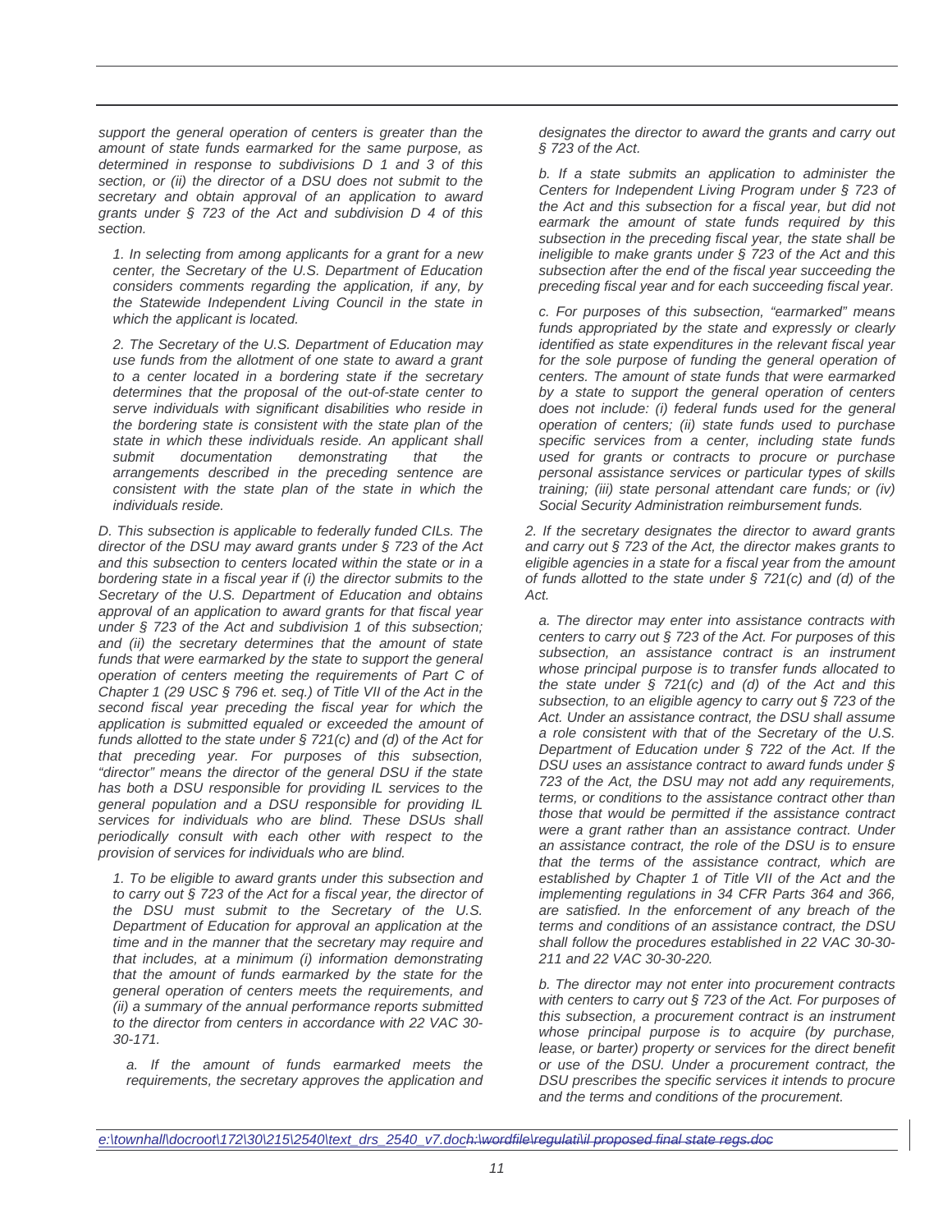*support the general operation of centers is greater than the amount of state funds earmarked for the same purpose, as determined in response to subdivisions D 1 and 3 of this section, or (ii) the director of a DSU does not submit to the secretary and obtain approval of an application to award grants under § 723 of the Act and subdivision D 4 of this section.*

*1. In selecting from among applicants for a grant for a new center, the Secretary of the U.S. Department of Education considers comments regarding the application, if any, by the Statewide Independent Living Council in the state in which the applicant is located.*

*2. The Secretary of the U.S. Department of Education may use funds from the allotment of one state to award a grant to a center located in a bordering state if the secretary determines that the proposal of the out-of-state center to serve individuals with significant disabilities who reside in the bordering state is consistent with the state plan of the state in which these individuals reside. An applicant shall submit documentation demonstrating that the arrangements described in the preceding sentence are consistent with the state plan of the state in which the individuals reside.*

*D. This subsection is applicable to federally funded CILs. The director of the DSU may award grants under § 723 of the Act and this subsection to centers located within the state or in a bordering state in a fiscal year if (i) the director submits to the Secretary of the U.S. Department of Education and obtains approval of an application to award grants for that fiscal year under § 723 of the Act and subdivision 1 of this subsection; and (ii) the secretary determines that the amount of state funds that were earmarked by the state to support the general operation of centers meeting the requirements of Part C of Chapter 1 (29 USC § 796 et. seq.) of Title VII of the Act in the second fiscal year preceding the fiscal year for which the application is submitted equaled or exceeded the amount of funds allotted to the state under § 721(c) and (d) of the Act for that preceding year. For purposes of this subsection, "director" means the director of the general DSU if the state has both a DSU responsible for providing IL services to the general population and a DSU responsible for providing IL services for individuals who are blind. These DSUs shall periodically consult with each other with respect to the provision of services for individuals who are blind.*

*1. To be eligible to award grants under this subsection and to carry out § 723 of the Act for a fiscal year, the director of the DSU must submit to the Secretary of the U.S. Department of Education for approval an application at the time and in the manner that the secretary may require and that includes, at a minimum (i) information demonstrating that the amount of funds earmarked by the state for the general operation of centers meets the requirements, and (ii) a summary of the annual performance reports submitted to the director from centers in accordance with 22 VAC 30-30-171.*

*a. If the amount of funds earmarked meets the requirements, the secretary approves the application and designates the director to award the grants and carry out § 723 of the Act.*

*b. If a state submits an application to administer the Centers for Independent Living Program under § 723 of the Act and this subsection for a fiscal year, but did not earmark the amount of state funds required by this subsection in the preceding fiscal year, the state shall be ineligible to make grants under § 723 of the Act and this subsection after the end of the fiscal year succeeding the preceding fiscal year and for each succeeding fiscal year.*

*c. For purposes of this subsection, "earmarked" means funds appropriated by the state and expressly or clearly identified as state expenditures in the relevant fiscal year for the sole purpose of funding the general operation of centers. The amount of state funds that were earmarked by a state to support the general operation of centers does not include: (i) federal funds used for the general operation of centers; (ii) state funds used to purchase specific services from a center, including state funds used for grants or contracts to procure or purchase personal assistance services or particular types of skills training; (iii) state personal attendant care funds; or (iv) Social Security Administration reimbursement funds.*

*2. If the secretary designates the director to award grants and carry out § 723 of the Act, the director makes grants to eligible agencies in a state for a fiscal year from the amount of funds allotted to the state under § 721(c) and (d) of the Act.*

*a. The director may enter into assistance contracts with centers to carry out § 723 of the Act. For purposes of this subsection, an assistance contract is an instrument whose principal purpose is to transfer funds allocated to the state under § 721(c) and (d) of the Act and this subsection, to an eligible agency to carry out § 723 of the Act. Under an assistance contract, the DSU shall assume a role consistent with that of the Secretary of the U.S. Department of Education under § 722 of the Act. If the DSU uses an assistance contract to award funds under § 723 of the Act, the DSU may not add any requirements, terms, or conditions to the assistance contract other than those that would be permitted if the assistance contract were a grant rather than an assistance contract. Under an assistance contract, the role of the DSU is to ensure that the terms of the assistance contract, which are established by Chapter 1 of Title VII of the Act and the implementing regulations in 34 CFR Parts 364 and 366, are satisfied. In the enforcement of any breach of the terms and conditions of an assistance contract, the DSU shall follow the procedures established in 22 VAC 30-30-211 and 22 VAC 30-30-220.*

*b. The director may not enter into procurement contracts with centers to carry out § 723 of the Act. For purposes of this subsection, a procurement contract is an instrument whose principal purpose is to acquire (by purchase, lease, or barter) property or services for the direct benefit or use of the DSU. Under a procurement contract, the DSU prescribes the specific services it intends to procure and the terms and conditions of the procurement.*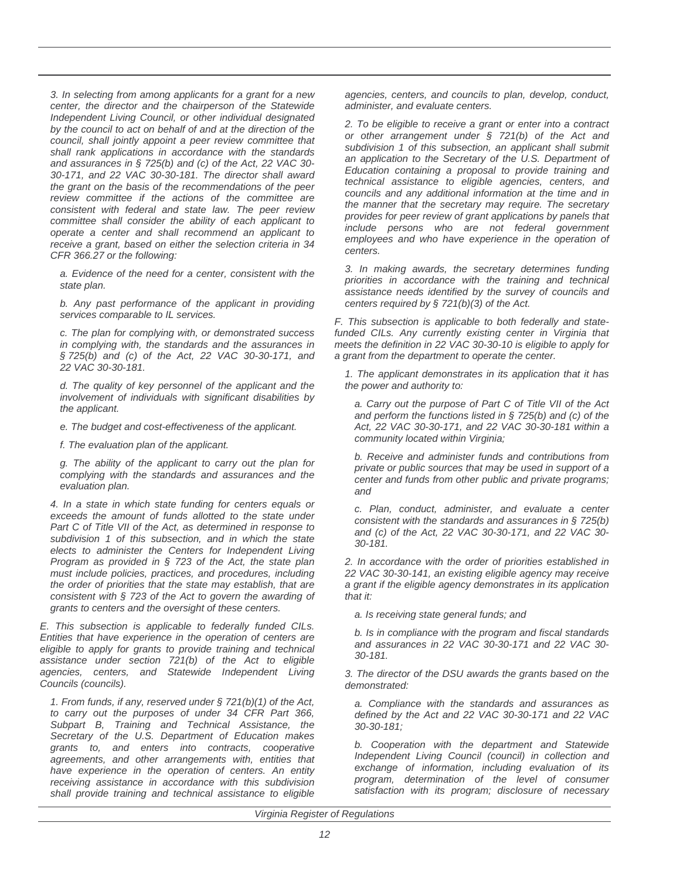*3. In selecting from among applicants for a grant for a new center, the director and the chairperson of the Statewide Independent Living Council, or other individual designated by the council to act on behalf of and at the direction of the council, shall jointly appoint a peer review committee that shall rank applications in accordance with the standards and assurances in § 725(b) and (c) of the Act, 22 VAC 30-30-171, and 22 VAC 30-30-181. The director shall award the grant on the basis of the recommendations of the peer review committee if the actions of the committee are consistent with federal and state law. The peer review committee shall consider the ability of each applicant to operate a center and shall recommend an applicant to receive a grant, based on either the selection criteria in 34 CFR 366.27 or the following:*

*a. Evidence of the need for a center, consistent with the state plan.*

*b. Any past performance of the applicant in providing services comparable to IL services.*

*c. The plan for complying with, or demonstrated success in complying with, the standards and the assurances in § 725(b) and (c) of the Act, 22 VAC 30-30-171, and 22 VAC 30-30-181.*

*d. The quality of key personnel of the applicant and the involvement of individuals with significant disabilities by the applicant.*

*e. The budget and cost-effectiveness of the applicant.*

*f. The evaluation plan of the applicant.*

*g. The ability of the applicant to carry out the plan for complying with the standards and assurances and the evaluation plan.*

*4. In a state in which state funding for centers equals or exceeds the amount of funds allotted to the state under Part C of Title VII of the Act, as determined in response to subdivision 1 of this subsection, and in which the state elects to administer the Centers for Independent Living Program as provided in § 723 of the Act, the state plan must include policies, practices, and procedures, including the order of priorities that the state may establish, that are consistent with § 723 of the Act to govern the awarding of grants to centers and the oversight of these centers.*

*E. This subsection is applicable to federally funded CILs. Entities that have experience in the operation of centers are eligible to apply for grants to provide training and technical assistance under section 721(b) of the Act to eligible agencies, centers, and Statewide Independent Living Councils (councils).*

*1. From funds, if any, reserved under § 721(b)(1) of the Act, to carry out the purposes of under 34 CFR Part 366, Subpart B, Training and Technical Assistance, the Secretary of the U.S. Department of Education makes grants to, and enters into contracts, cooperative agreements, and other arrangements with, entities that have experience in the operation of centers. An entity receiving assistance in accordance with this subdivision shall provide training and technical assistance to eligible agencies, centers, and councils to plan, develop, conduct, administer, and evaluate centers.*

*2. To be eligible to receive a grant or enter into a contract or other arrangement under § 721(b) of the Act and subdivision 1 of this subsection, an applicant shall submit an application to the Secretary of the U.S. Department of Education containing a proposal to provide training and technical assistance to eligible agencies, centers, and councils and any additional information at the time and in the manner that the secretary may require. The secretary provides for peer review of grant applications by panels that include persons who are not federal government employees and who have experience in the operation of centers.*

*3. In making awards, the secretary determines funding priorities in accordance with the training and technical assistance needs identified by the survey of councils and centers required by § 721(b)(3) of the Act.*

*F. This subsection is applicable to both federally and state-funded CILs. Any currently existing center in Virginia that meets the definition in 22 VAC 30-30-10 is eligible to apply for a grant from the department to operate the center.*

*1. The applicant demonstrates in its application that it has the power and authority to:*

*a. Carry out the purpose of Part C of Title VII of the Act and perform the functions listed in § 725(b) and (c) of the Act, 22 VAC 30-30-171, and 22 VAC 30-30-181 within a community located within Virginia;*

*b. Receive and administer funds and contributions from private or public sources that may be used in support of a center and funds from other public and private programs; and*

*c. Plan, conduct, administer, and evaluate a center consistent with the standards and assurances in § 725(b) and (c) of the Act, 22 VAC 30-30-171, and 22 VAC 30-30-181.*

*2. In accordance with the order of priorities established in 22 VAC 30-30-141, an existing eligible agency may receive a grant if the eligible agency demonstrates in its application that it:*

*a. Is receiving state general funds; and*

*b. Is in compliance with the program and fiscal standards and assurances in 22 VAC 30-30-171 and 22 VAC 30-30-181.*

*3. The director of the DSU awards the grants based on the demonstrated:*

*a. Compliance with the standards and assurances as defined by the Act and 22 VAC 30-30-171 and 22 VAC 30-30-181;*

*b. Cooperation with the department and Statewide Independent Living Council (council) in collection and exchange of information, including evaluation of its program, determination of the level of consumer satisfaction with its program; disclosure of necessary*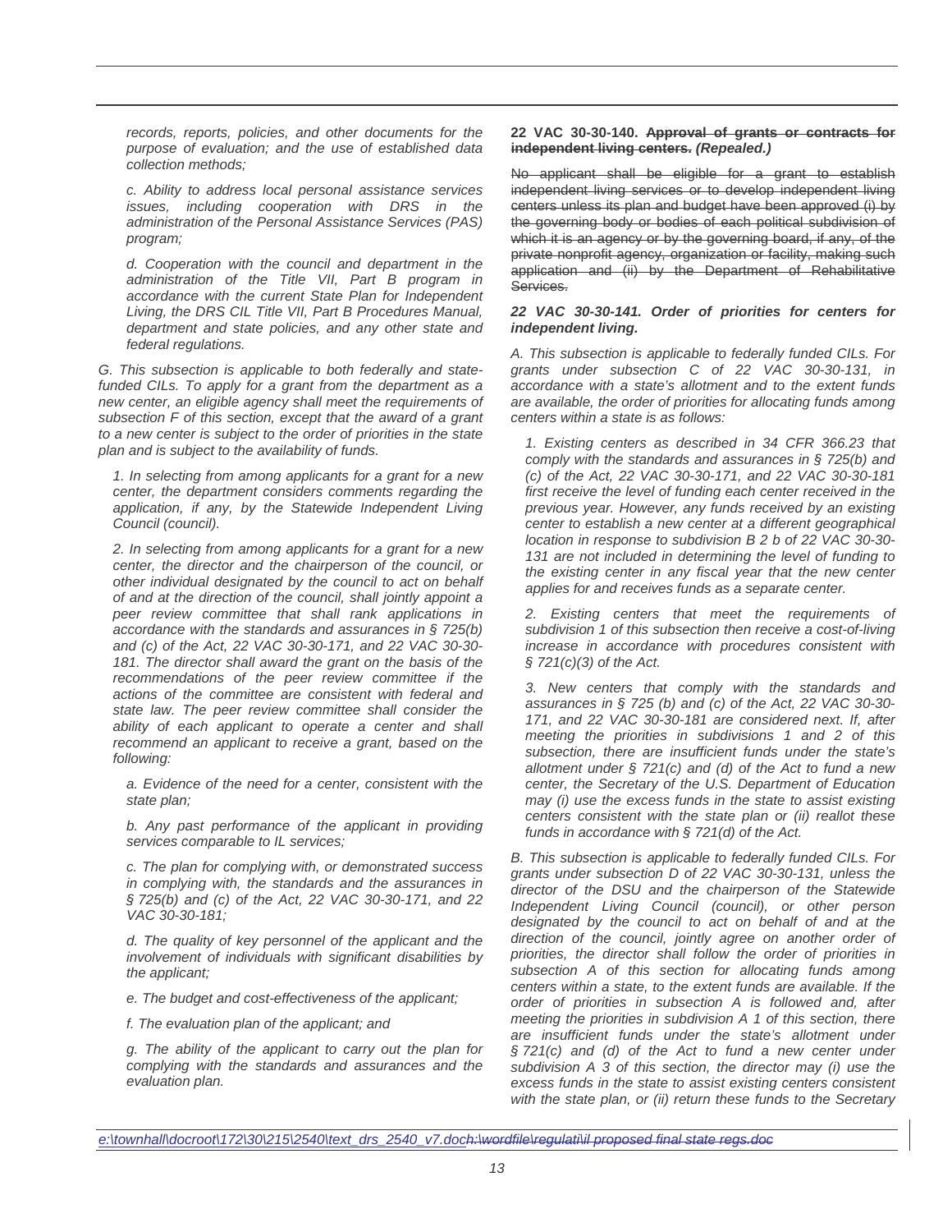*records, reports, policies, and other documents for the purpose of evaluation; and the use of established data collection methods;*

*c. Ability to address local personal assistance services issues, including cooperation with DRS in the administration of the Personal Assistance Services (PAS) program;*

*d. Cooperation with the council and department in the administration of the Title VII, Part B program in accordance with the current State Plan for Independent Living, the DRS CIL Title VII, Part B Procedures Manual, department and state policies, and any other state and federal regulations.*

*G. This subsection is applicable to both federally and state-funded CILs. To apply for a grant from the department as a new center, an eligible agency shall meet the requirements of subsection F of this section, except that the award of a grant to a new center is subject to the order of priorities in the state plan and is subject to the availability of funds.*

*1. In selecting from among applicants for a grant for a new center, the department considers comments regarding the application, if any, by the Statewide Independent Living Council (council).*

*2. In selecting from among applicants for a grant for a new center, the director and the chairperson of the council, or other individual designated by the council to act on behalf of and at the direction of the council, shall jointly appoint a peer review committee that shall rank applications in accordance with the standards and assurances in § 725(b) and (c) of the Act, 22 VAC 30-30-171, and 22 VAC 30-30-181. The director shall award the grant on the basis of the recommendations of the peer review committee if the actions of the committee are consistent with federal and state law. The peer review committee shall consider the ability of each applicant to operate a center and shall recommend an applicant to receive a grant, based on the following:*

*a. Evidence of the need for a center, consistent with the state plan;*

*b. Any past performance of the applicant in providing services comparable to IL services;*

*c. The plan for complying with, or demonstrated success in complying with, the standards and the assurances in § 725(b) and (c) of the Act, 22 VAC 30-30-171, and 22 VAC 30-30-181;*

*d. The quality of key personnel of the applicant and the involvement of individuals with significant disabilities by the applicant;*

*e. The budget and cost-effectiveness of the applicant;*

*f. The evaluation plan of the applicant; and*

*g. The ability of the applicant to carry out the plan for complying with the standards and assurances and the evaluation plan.*

**22 VAC 30-30-140. ~~Approval of grants or contracts for independent living centers.~~ *(Repealed.)***

~~No applicant shall be eligible for a grant to establish independent living services or to develop independent living centers unless its plan and budget have been approved (i) by the governing body or bodies of each political subdivision of which it is an agency or by the governing board, if any, of the private nonprofit agency, organization or facility, making such application and (ii) by the Department of Rehabilitative Services.~~

***22 VAC 30-30-141. Order of priorities for centers for independent living.***

*A. This subsection is applicable to federally funded CILs. For grants under subsection C of 22 VAC 30-30-131, in accordance with a state's allotment and to the extent funds are available, the order of priorities for allocating funds among centers within a state is as follows:*

*1. Existing centers as described in 34 CFR 366.23 that comply with the standards and assurances in § 725(b) and (c) of the Act, 22 VAC 30-30-171, and 22 VAC 30-30-181 first receive the level of funding each center received in the previous year. However, any funds received by an existing center to establish a new center at a different geographical location in response to subdivision B 2 b of 22 VAC 30-30-131 are not included in determining the level of funding to the existing center in any fiscal year that the new center applies for and receives funds as a separate center.*

*2. Existing centers that meet the requirements of subdivision 1 of this subsection then receive a cost-of-living increase in accordance with procedures consistent with § 721(c)(3) of the Act.*

*3. New centers that comply with the standards and assurances in § 725 (b) and (c) of the Act, 22 VAC 30-30-171, and 22 VAC 30-30-181 are considered next. If, after meeting the priorities in subdivisions 1 and 2 of this subsection, there are insufficient funds under the state's allotment under § 721(c) and (d) of the Act to fund a new center, the Secretary of the U.S. Department of Education may (i) use the excess funds in the state to assist existing centers consistent with the state plan or (ii) reallot these funds in accordance with § 721(d) of the Act.*

*B. This subsection is applicable to federally funded CILs. For grants under subsection D of 22 VAC 30-30-131, unless the director of the DSU and the chairperson of the Statewide Independent Living Council (council), or other person designated by the council to act on behalf of and at the direction of the council, jointly agree on another order of priorities, the director shall follow the order of priorities in subsection A of this section for allocating funds among centers within a state, to the extent funds are available. If the order of priorities in subsection A is followed and, after meeting the priorities in subdivision A 1 of this section, there are insufficient funds under the state's allotment under § 721(c) and (d) of the Act to fund a new center under subdivision A 3 of this section, the director may (i) use the excess funds in the state to assist existing centers consistent with the state plan, or (ii) return these funds to the Secretary*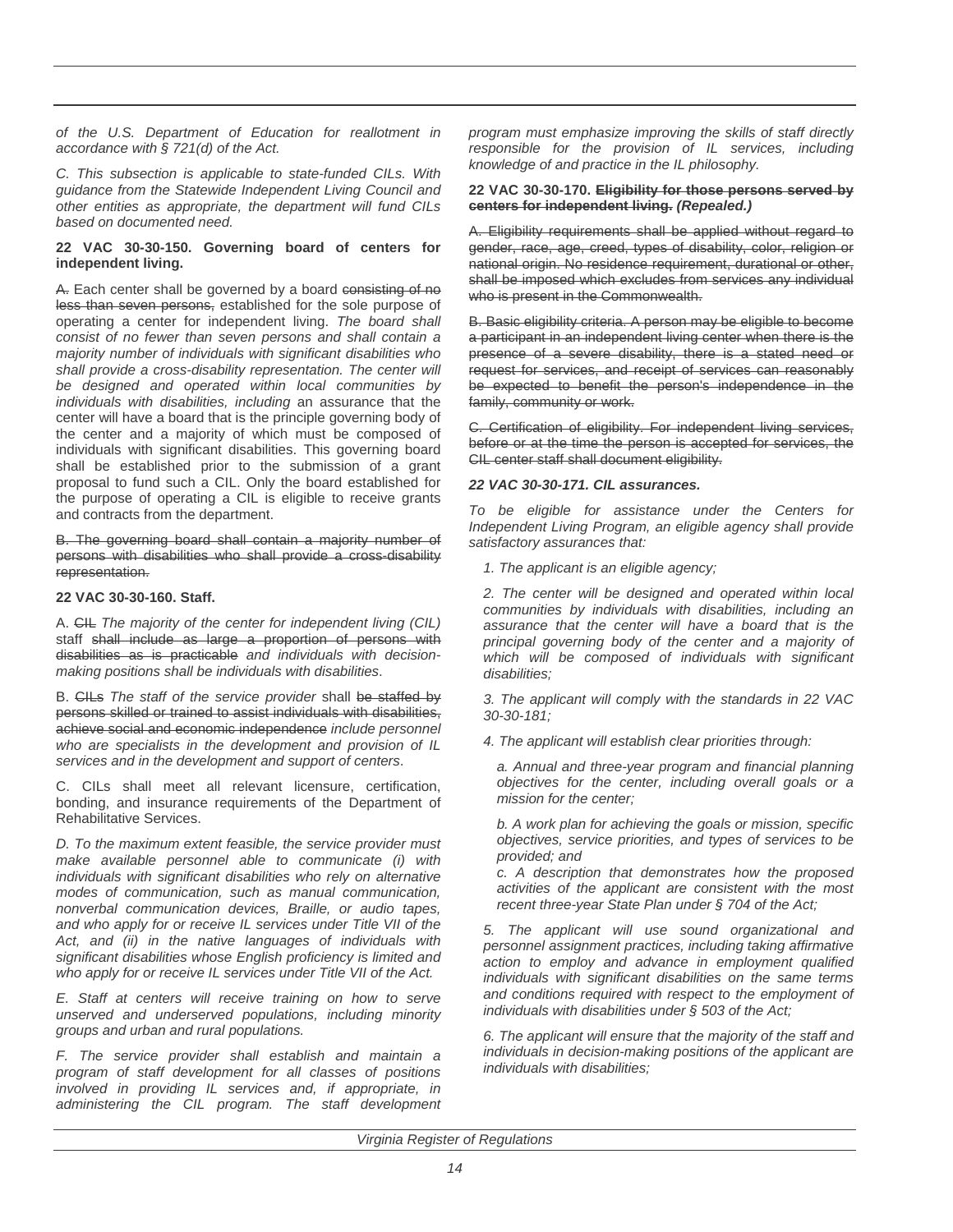*of the U.S. Department of Education for reallotment in accordance with § 721(d) of the Act.*

*C. This subsection is applicable to state-funded CILs. With guidance from the Statewide Independent Living Council and other entities as appropriate, the department will fund CILs based on documented need.*

**22 VAC 30-30-150. Governing board of centers for independent living.**

~~A.~~ Each center shall be governed by a board ~~consisting of no less than seven persons,~~ established for the sole purpose of operating a center for independent living. *The board shall consist of no fewer than seven persons and shall contain a majority number of individuals with significant disabilities who shall provide a cross-disability representation. The center will be designed and operated within local communities by individuals with disabilities, including* an assurance that the center will have a board that is the principle governing body of the center and a majority of which must be composed of individuals with significant disabilities. This governing board shall be established prior to the submission of a grant proposal to fund such a CIL. Only the board established for the purpose of operating a CIL is eligible to receive grants and contracts from the department.

~~B. The governing board shall contain a majority number of persons with disabilities who shall provide a cross-disability representation.~~

**22 VAC 30-30-160. Staff.**

A. ~~CIL~~ *The majority of the center for independent living (CIL)* staff ~~shall include as large a proportion of persons with disabilities as is practicable~~ *and individuals with decision-making positions shall be individuals with disabilities*.

B. ~~CILs~~ *The staff of the service provider* shall ~~be staffed by persons skilled or trained to assist individuals with disabilities, achieve social and economic independence~~ *include personnel who are specialists in the development and provision of IL services and in the development and support of centers*.

C. CILs shall meet all relevant licensure, certification, bonding, and insurance requirements of the Department of Rehabilitative Services.

*D. To the maximum extent feasible, the service provider must make available personnel able to communicate (i) with individuals with significant disabilities who rely on alternative modes of communication, such as manual communication, nonverbal communication devices, Braille, or audio tapes, and who apply for or receive IL services under Title VII of the Act, and (ii) in the native languages of individuals with significant disabilities whose English proficiency is limited and who apply for or receive IL services under Title VII of the Act.*

*E. Staff at centers will receive training on how to serve unserved and underserved populations, including minority groups and urban and rural populations.*

*F. The service provider shall establish and maintain a program of staff development for all classes of positions involved in providing IL services and, if appropriate, in administering the CIL program. The staff development program must emphasize improving the skills of staff directly responsible for the provision of IL services, including knowledge of and practice in the IL philosophy.*

**22 VAC 30-30-170. ~~Eligibility for those persons served by centers for independent living.~~ *(Repealed.)***

~~A. Eligibility requirements shall be applied without regard to gender, race, age, creed, types of disability, color, religion or national origin. No residence requirement, durational or other, shall be imposed which excludes from services any individual who is present in the Commonwealth.~~

~~B. Basic eligibility criteria. A person may be eligible to become a participant in an independent living center when there is the presence of a severe disability, there is a stated need or request for services, and receipt of services can reasonably be expected to benefit the person's independence in the family, community or work.~~

~~C. Certification of eligibility. For independent living services, before or at the time the person is accepted for services, the CIL center staff shall document eligibility.~~

***22 VAC 30-30-171. CIL assurances.***

*To be eligible for assistance under the Centers for Independent Living Program, an eligible agency shall provide satisfactory assurances that:*

*1. The applicant is an eligible agency;*

*2. The center will be designed and operated within local communities by individuals with disabilities, including an assurance that the center will have a board that is the principal governing body of the center and a majority of which will be composed of individuals with significant disabilities;*

*3. The applicant will comply with the standards in 22 VAC 30-30-181;*

*4. The applicant will establish clear priorities through:*

*a. Annual and three-year program and financial planning objectives for the center, including overall goals or a mission for the center;*

*b. A work plan for achieving the goals or mission, specific objectives, service priorities, and types of services to be provided; and*

*c. A description that demonstrates how the proposed activities of the applicant are consistent with the most recent three-year State Plan under § 704 of the Act;*

*5. The applicant will use sound organizational and personnel assignment practices, including taking affirmative action to employ and advance in employment qualified individuals with significant disabilities on the same terms and conditions required with respect to the employment of individuals with disabilities under § 503 of the Act;*

*6. The applicant will ensure that the majority of the staff and individuals in decision-making positions of the applicant are individuals with disabilities;*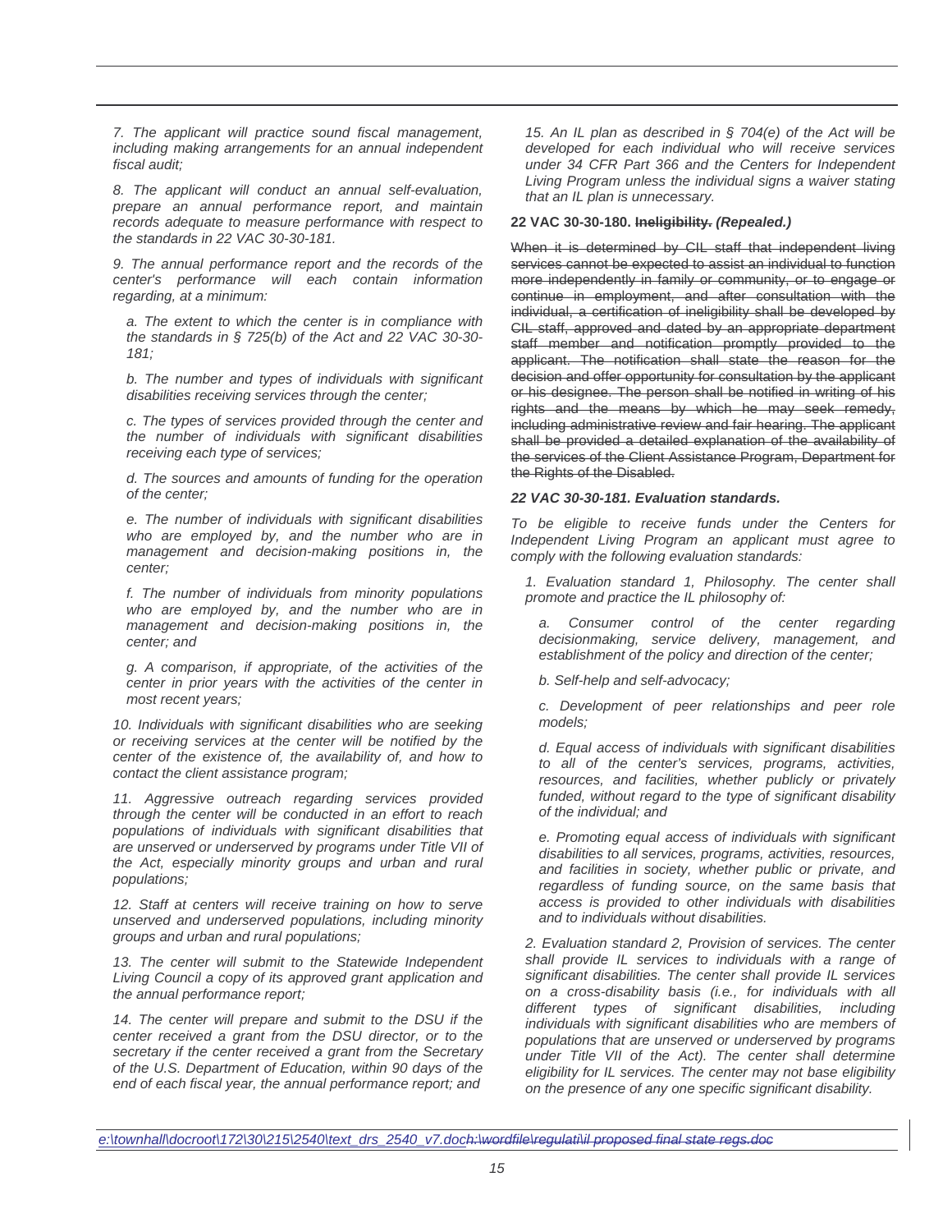*7. The applicant will practice sound fiscal management, including making arrangements for an annual independent fiscal audit;*

*8. The applicant will conduct an annual self-evaluation, prepare an annual performance report, and maintain records adequate to measure performance with respect to the standards in 22 VAC 30-30-181.*

*9. The annual performance report and the records of the center's performance will each contain information regarding, at a minimum:*

*a. The extent to which the center is in compliance with the standards in § 725(b) of the Act and 22 VAC 30-30-181;*

*b. The number and types of individuals with significant disabilities receiving services through the center;*

*c. The types of services provided through the center and the number of individuals with significant disabilities receiving each type of services;*

*d. The sources and amounts of funding for the operation of the center;*

*e. The number of individuals with significant disabilities who are employed by, and the number who are in management and decision-making positions in, the center;*

*f. The number of individuals from minority populations who are employed by, and the number who are in management and decision-making positions in, the center; and*

*g. A comparison, if appropriate, of the activities of the center in prior years with the activities of the center in most recent years;*

*10. Individuals with significant disabilities who are seeking or receiving services at the center will be notified by the center of the existence of, the availability of, and how to contact the client assistance program;*

*11. Aggressive outreach regarding services provided through the center will be conducted in an effort to reach populations of individuals with significant disabilities that are unserved or underserved by programs under Title VII of the Act, especially minority groups and urban and rural populations;*

*12. Staff at centers will receive training on how to serve unserved and underserved populations, including minority groups and urban and rural populations;*

*13. The center will submit to the Statewide Independent Living Council a copy of its approved grant application and the annual performance report;*

*14. The center will prepare and submit to the DSU if the center received a grant from the DSU director, or to the secretary if the center received a grant from the Secretary of the U.S. Department of Education, within 90 days of the end of each fiscal year, the annual performance report; and*

*15. An IL plan as described in § 704(e) of the Act will be developed for each individual who will receive services under 34 CFR Part 366 and the Centers for Independent Living Program unless the individual signs a waiver stating that an IL plan is unnecessary.*

**22 VAC 30-30-180. ~~Ineligibility.~~ *(Repealed.)***

~~When it is determined by CIL staff that independent living services cannot be expected to assist an individual to function more independently in family or community, or to engage or continue in employment, and after consultation with the individual, a certification of ineligibility shall be developed by CIL staff, approved and dated by an appropriate department staff member and notification promptly provided to the applicant. The notification shall state the reason for the decision and offer opportunity for consultation by the applicant or his designee. The person shall be notified in writing of his rights and the means by which he may seek remedy, including administrative review and fair hearing. The applicant shall be provided a detailed explanation of the availability of the services of the Client Assistance Program, Department for the Rights of the Disabled.~~

***22 VAC 30-30-181. Evaluation standards.***

*To be eligible to receive funds under the Centers for Independent Living Program an applicant must agree to comply with the following evaluation standards:*

*1. Evaluation standard 1, Philosophy. The center shall promote and practice the IL philosophy of:*

*a. Consumer control of the center regarding decisionmaking, service delivery, management, and establishment of the policy and direction of the center;*

*b. Self-help and self-advocacy;*

*c. Development of peer relationships and peer role models;*

*d. Equal access of individuals with significant disabilities to all of the center's services, programs, activities, resources, and facilities, whether publicly or privately funded, without regard to the type of significant disability of the individual; and*

*e. Promoting equal access of individuals with significant disabilities to all services, programs, activities, resources, and facilities in society, whether public or private, and regardless of funding source, on the same basis that access is provided to other individuals with disabilities and to individuals without disabilities.*

*2. Evaluation standard 2, Provision of services. The center shall provide IL services to individuals with a range of significant disabilities. The center shall provide IL services on a cross-disability basis (i.e., for individuals with all different types of significant disabilities, including individuals with significant disabilities who are members of populations that are unserved or underserved by programs under Title VII of the Act). The center shall determine eligibility for IL services. The center may not base eligibility on the presence of any one specific significant disability.*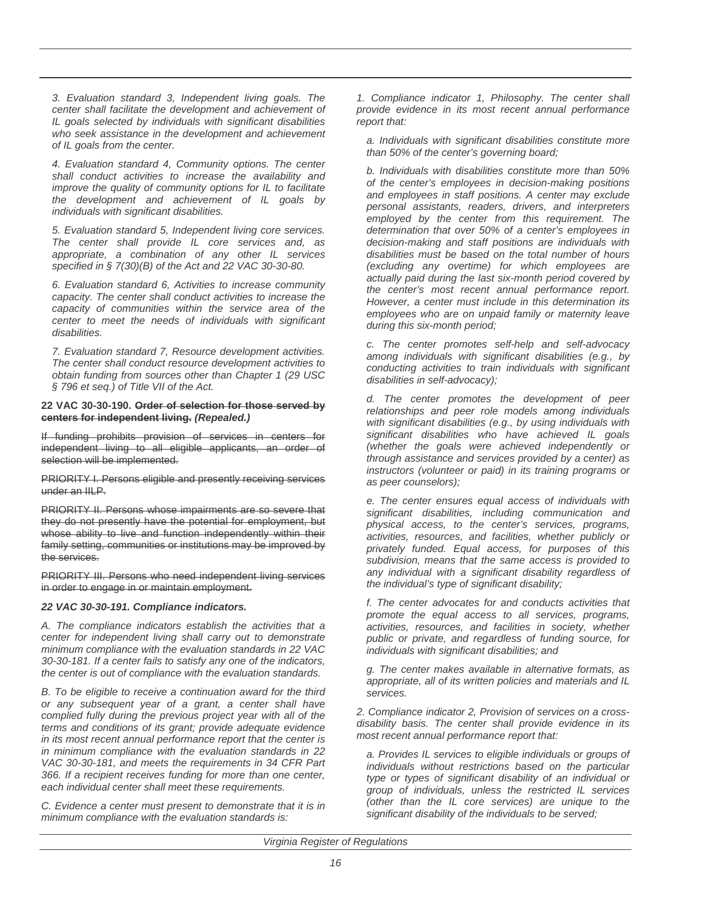*3. Evaluation standard 3, Independent living goals. The center shall facilitate the development and achievement of IL goals selected by individuals with significant disabilities who seek assistance in the development and achievement of IL goals from the center.*

*4. Evaluation standard 4, Community options. The center shall conduct activities to increase the availability and improve the quality of community options for IL to facilitate the development and achievement of IL goals by individuals with significant disabilities.*

*5. Evaluation standard 5, Independent living core services. The center shall provide IL core services and, as appropriate, a combination of any other IL services specified in § 7(30)(B) of the Act and 22 VAC 30-30-80.*

*6. Evaluation standard 6, Activities to increase community capacity. The center shall conduct activities to increase the capacity of communities within the service area of the center to meet the needs of individuals with significant disabilities.*

*7. Evaluation standard 7, Resource development activities. The center shall conduct resource development activities to obtain funding from sources other than Chapter 1 (29 USC § 796 et seq.) of Title VII of the Act.*

**22 VAC 30-30-190. ~~Order of selection for those served by centers for independent living.~~ *(Repealed.)***

~~If funding prohibits provision of services in centers for independent living to all eligible applicants, an order of selection will be implemented.~~

~~PRIORITY I. Persons eligible and presently receiving services under an IILP.~~

~~PRIORITY II. Persons whose impairments are so severe that they do not presently have the potential for employment, but whose ability to live and function independently within their family setting, communities or institutions may be improved by the services.~~

~~PRIORITY III. Persons who need independent living services in order to engage in or maintain employment.~~

***22 VAC 30-30-191. Compliance indicators.***

*A. The compliance indicators establish the activities that a center for independent living shall carry out to demonstrate minimum compliance with the evaluation standards in 22 VAC 30-30-181. If a center fails to satisfy any one of the indicators, the center is out of compliance with the evaluation standards.*

*B. To be eligible to receive a continuation award for the third or any subsequent year of a grant, a center shall have complied fully during the previous project year with all of the terms and conditions of its grant; provide adequate evidence in its most recent annual performance report that the center is in minimum compliance with the evaluation standards in 22 VAC 30-30-181, and meets the requirements in 34 CFR Part 366. If a recipient receives funding for more than one center, each individual center shall meet these requirements.*

*C. Evidence a center must present to demonstrate that it is in minimum compliance with the evaluation standards is:*

*1. Compliance indicator 1, Philosophy. The center shall provide evidence in its most recent annual performance report that:*

*a. Individuals with significant disabilities constitute more than 50% of the center's governing board;*

*b. Individuals with disabilities constitute more than 50% of the center's employees in decision-making positions and employees in staff positions. A center may exclude personal assistants, readers, drivers, and interpreters employed by the center from this requirement. The determination that over 50% of a center's employees in decision-making and staff positions are individuals with disabilities must be based on the total number of hours (excluding any overtime) for which employees are actually paid during the last six-month period covered by the center's most recent annual performance report. However, a center must include in this determination its employees who are on unpaid family or maternity leave during this six-month period;*

*c. The center promotes self-help and self-advocacy among individuals with significant disabilities (e.g., by conducting activities to train individuals with significant disabilities in self-advocacy);*

*d. The center promotes the development of peer relationships and peer role models among individuals with significant disabilities (e.g., by using individuals with significant disabilities who have achieved IL goals (whether the goals were achieved independently or through assistance and services provided by a center) as instructors (volunteer or paid) in its training programs or as peer counselors);*

*e. The center ensures equal access of individuals with significant disabilities, including communication and physical access, to the center's services, programs, activities, resources, and facilities, whether publicly or privately funded. Equal access, for purposes of this subdivision, means that the same access is provided to any individual with a significant disability regardless of the individual's type of significant disability;*

*f. The center advocates for and conducts activities that promote the equal access to all services, programs, activities, resources, and facilities in society, whether public or private, and regardless of funding source, for individuals with significant disabilities; and*

*g. The center makes available in alternative formats, as appropriate, all of its written policies and materials and IL services.*

*2. Compliance indicator 2, Provision of services on a cross-disability basis. The center shall provide evidence in its most recent annual performance report that:*

*a. Provides IL services to eligible individuals or groups of individuals without restrictions based on the particular type or types of significant disability of an individual or group of individuals, unless the restricted IL services (other than the IL core services) are unique to the significant disability of the individuals to be served;*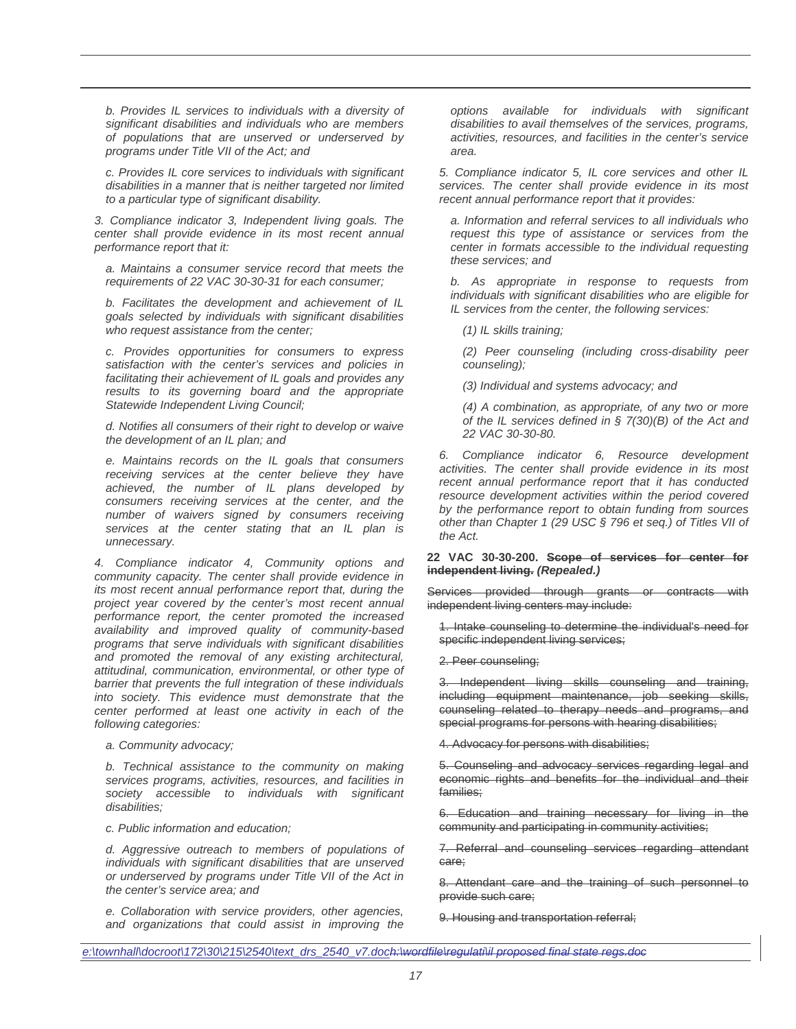*b. Provides IL services to individuals with a diversity of significant disabilities and individuals who are members of populations that are unserved or underserved by programs under Title VII of the Act; and*

*c. Provides IL core services to individuals with significant disabilities in a manner that is neither targeted nor limited to a particular type of significant disability.*

*3. Compliance indicator 3, Independent living goals. The center shall provide evidence in its most recent annual performance report that it:*

*a. Maintains a consumer service record that meets the requirements of 22 VAC 30-30-31 for each consumer;*

*b. Facilitates the development and achievement of IL goals selected by individuals with significant disabilities who request assistance from the center;*

*c. Provides opportunities for consumers to express satisfaction with the center's services and policies in facilitating their achievement of IL goals and provides any results to its governing board and the appropriate Statewide Independent Living Council;*

*d. Notifies all consumers of their right to develop or waive the development of an IL plan; and*

*e. Maintains records on the IL goals that consumers receiving services at the center believe they have achieved, the number of IL plans developed by consumers receiving services at the center, and the number of waivers signed by consumers receiving services at the center stating that an IL plan is unnecessary.*

*4. Compliance indicator 4, Community options and community capacity. The center shall provide evidence in its most recent annual performance report that, during the project year covered by the center's most recent annual performance report, the center promoted the increased availability and improved quality of community-based programs that serve individuals with significant disabilities and promoted the removal of any existing architectural, attitudinal, communication, environmental, or other type of barrier that prevents the full integration of these individuals into society. This evidence must demonstrate that the center performed at least one activity in each of the following categories:*

*a. Community advocacy;*

*b. Technical assistance to the community on making services programs, activities, resources, and facilities in society accessible to individuals with significant disabilities;*

*c. Public information and education;*

*d. Aggressive outreach to members of populations of individuals with significant disabilities that are unserved or underserved by programs under Title VII of the Act in the center's service area; and*

*e. Collaboration with service providers, other agencies, and organizations that could assist in improving the options available for individuals with significant disabilities to avail themselves of the services, programs, activities, resources, and facilities in the center's service area.*

*5. Compliance indicator 5, IL core services and other IL services. The center shall provide evidence in its most recent annual performance report that it provides:*

*a. Information and referral services to all individuals who request this type of assistance or services from the center in formats accessible to the individual requesting these services; and*

*b. As appropriate in response to requests from individuals with significant disabilities who are eligible for IL services from the center, the following services:*

*(1) IL skills training;*

*(2) Peer counseling (including cross-disability peer counseling);*

*(3) Individual and systems advocacy; and*

*(4) A combination, as appropriate, of any two or more of the IL services defined in § 7(30)(B) of the Act and 22 VAC 30-30-80.*

*6. Compliance indicator 6, Resource development activities. The center shall provide evidence in its most recent annual performance report that it has conducted resource development activities within the period covered by the performance report to obtain funding from sources other than Chapter 1 (29 USC § 796 et seq.) of Titles VII of the Act.*

**22 VAC 30-30-200. ~~Scope of services for center for independent living.~~ *(Repealed.)***

~~Services provided through grants or contracts with independent living centers may include:~~

~~1. Intake counseling to determine the individual's need for specific independent living services;~~

~~2. Peer counseling;~~

~~3. Independent living skills counseling and training, including equipment maintenance, job seeking skills, counseling related to therapy needs and programs, and special programs for persons with hearing disabilities;~~

~~4. Advocacy for persons with disabilities;~~

~~5. Counseling and advocacy services regarding legal and economic rights and benefits for the individual and their families;~~

~~6. Education and training necessary for living in the community and participating in community activities;~~

~~7. Referral and counseling services regarding attendant care;~~

~~8. Attendant care and the training of such personnel to provide such care;~~

~~9. Housing and transportation referral;~~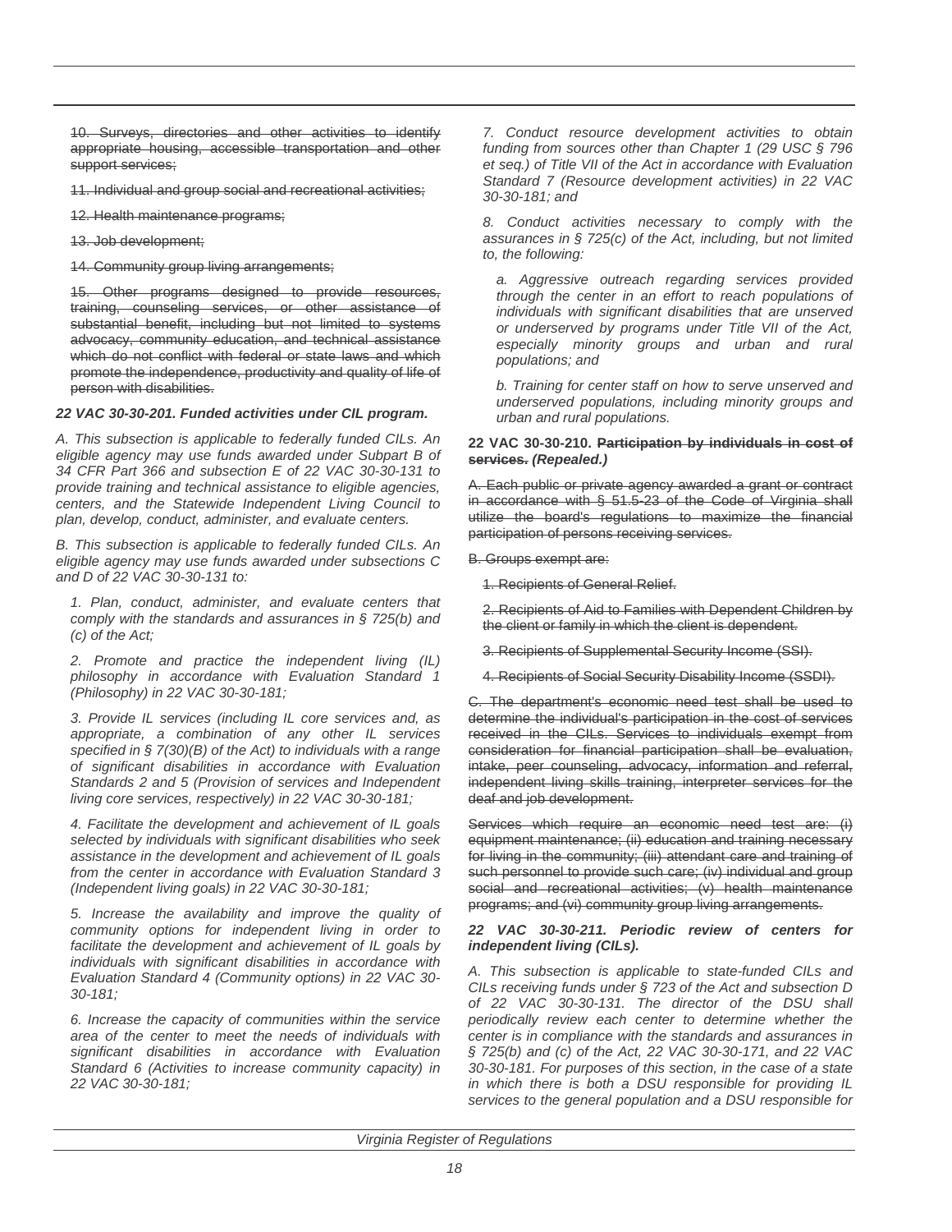~~10. Surveys, directories and other activities to identify appropriate housing, accessible transportation and other support services;~~

~~11. Individual and group social and recreational activities;~~

~~12. Health maintenance programs;~~

~~13. Job development;~~

~~14. Community group living arrangements;~~

~~15. Other programs designed to provide resources, training, counseling services, or other assistance of substantial benefit, including but not limited to systems advocacy, community education, and technical assistance which do not conflict with federal or state laws and which promote the independence, productivity and quality of life of person with disabilities.~~

***22 VAC 30-30-201. Funded activities under CIL program.***

*A. This subsection is applicable to federally funded CILs. An eligible agency may use funds awarded under Subpart B of 34 CFR Part 366 and subsection E of 22 VAC 30-30-131 to provide training and technical assistance to eligible agencies, centers, and the Statewide Independent Living Council to plan, develop, conduct, administer, and evaluate centers.*

*B. This subsection is applicable to federally funded CILs. An eligible agency may use funds awarded under subsections C and D of 22 VAC 30-30-131 to:*

*1. Plan, conduct, administer, and evaluate centers that comply with the standards and assurances in § 725(b) and (c) of the Act;*

*2. Promote and practice the independent living (IL) philosophy in accordance with Evaluation Standard 1 (Philosophy) in 22 VAC 30-30-181;*

*3. Provide IL services (including IL core services and, as appropriate, a combination of any other IL services specified in § 7(30)(B) of the Act) to individuals with a range of significant disabilities in accordance with Evaluation Standards 2 and 5 (Provision of services and Independent living core services, respectively) in 22 VAC 30-30-181;*

*4. Facilitate the development and achievement of IL goals selected by individuals with significant disabilities who seek assistance in the development and achievement of IL goals from the center in accordance with Evaluation Standard 3 (Independent living goals) in 22 VAC 30-30-181;*

*5. Increase the availability and improve the quality of community options for independent living in order to facilitate the development and achievement of IL goals by individuals with significant disabilities in accordance with Evaluation Standard 4 (Community options) in 22 VAC 30-30-181;*

*6. Increase the capacity of communities within the service area of the center to meet the needs of individuals with significant disabilities in accordance with Evaluation Standard 6 (Activities to increase community capacity) in 22 VAC 30-30-181;*

*7. Conduct resource development activities to obtain funding from sources other than Chapter 1 (29 USC § 796 et seq.) of Title VII of the Act in accordance with Evaluation Standard 7 (Resource development activities) in 22 VAC 30-30-181; and*

*8. Conduct activities necessary to comply with the assurances in § 725(c) of the Act, including, but not limited to, the following:*

*a. Aggressive outreach regarding services provided through the center in an effort to reach populations of individuals with significant disabilities that are unserved or underserved by programs under Title VII of the Act, especially minority groups and urban and rural populations; and*

*b. Training for center staff on how to serve unserved and underserved populations, including minority groups and urban and rural populations.*

**22 VAC 30-30-210. ~~Participation by individuals in cost of services.~~ *(Repealed.)***

~~A. Each public or private agency awarded a grant or contract in accordance with § 51.5-23 of the Code of Virginia shall utilize the board's regulations to maximize the financial participation of persons receiving services.~~

~~B. Groups exempt are:~~

~~1. Recipients of General Relief.~~

~~2. Recipients of Aid to Families with Dependent Children by the client or family in which the client is dependent.~~

~~3. Recipients of Supplemental Security Income (SSI).~~

~~4. Recipients of Social Security Disability Income (SSDI).~~

~~C. The department's economic need test shall be used to determine the individual's participation in the cost of services received in the CILs. Services to individuals exempt from consideration for financial participation shall be evaluation, intake, peer counseling, advocacy, information and referral, independent living skills training, interpreter services for the deaf and job development.~~

~~Services which require an economic need test are: (i) equipment maintenance; (ii) education and training necessary for living in the community; (iii) attendant care and training of such personnel to provide such care; (iv) individual and group social and recreational activities; (v) health maintenance programs; and (vi) community group living arrangements.~~

***22 VAC 30-30-211. Periodic review of centers for independent living (CILs).***

*A. This subsection is applicable to state-funded CILs and CILs receiving funds under § 723 of the Act and subsection D of 22 VAC 30-30-131. The director of the DSU shall periodically review each center to determine whether the center is in compliance with the standards and assurances in § 725(b) and (c) of the Act, 22 VAC 30-30-171, and 22 VAC 30-30-181. For purposes of this section, in the case of a state in which there is both a DSU responsible for providing IL services to the general population and a DSU responsible for*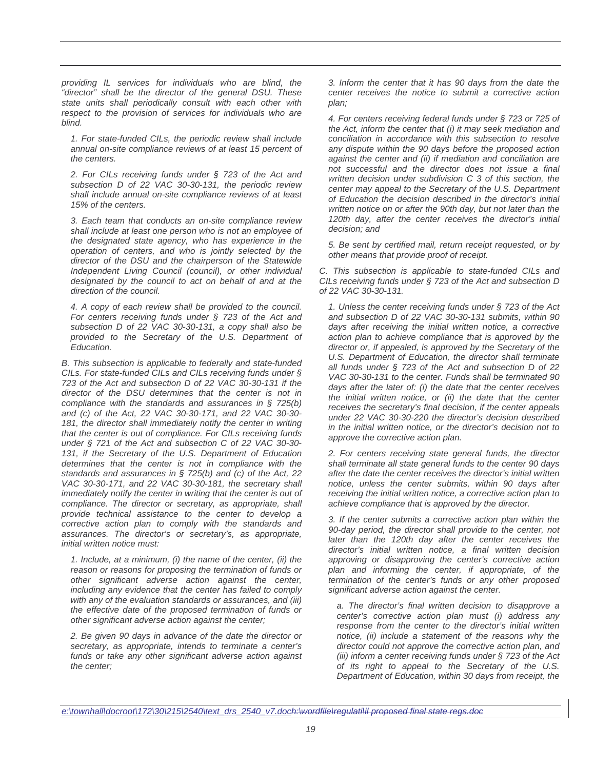*providing IL services for individuals who are blind, the "director" shall be the director of the general DSU. These state units shall periodically consult with each other with respect to the provision of services for individuals who are blind.*

*1. For state-funded CILs, the periodic review shall include annual on-site compliance reviews of at least 15 percent of the centers.*

*2. For CILs receiving funds under § 723 of the Act and subsection D of 22 VAC 30-30-131, the periodic review shall include annual on-site compliance reviews of at least 15% of the centers.*

*3. Each team that conducts an on-site compliance review shall include at least one person who is not an employee of the designated state agency, who has experience in the operation of centers, and who is jointly selected by the director of the DSU and the chairperson of the Statewide Independent Living Council (council), or other individual designated by the council to act on behalf of and at the direction of the council.*

*4. A copy of each review shall be provided to the council. For centers receiving funds under § 723 of the Act and subsection D of 22 VAC 30-30-131, a copy shall also be provided to the Secretary of the U.S. Department of Education.*

*B. This subsection is applicable to federally and state-funded CILs. For state-funded CILs and CILs receiving funds under § 723 of the Act and subsection D of 22 VAC 30-30-131 if the director of the DSU determines that the center is not in compliance with the standards and assurances in § 725(b) and (c) of the Act, 22 VAC 30-30-171, and 22 VAC 30-30-181, the director shall immediately notify the center in writing that the center is out of compliance. For CILs receiving funds under § 721 of the Act and subsection C of 22 VAC 30-30-131, if the Secretary of the U.S. Department of Education determines that the center is not in compliance with the standards and assurances in § 725(b) and (c) of the Act, 22 VAC 30-30-171, and 22 VAC 30-30-181, the secretary shall immediately notify the center in writing that the center is out of compliance. The director or secretary, as appropriate, shall provide technical assistance to the center to develop a corrective action plan to comply with the standards and assurances. The director's or secretary's, as appropriate, initial written notice must:*

*1. Include, at a minimum, (i) the name of the center, (ii) the reason or reasons for proposing the termination of funds or other significant adverse action against the center, including any evidence that the center has failed to comply with any of the evaluation standards or assurances, and (iii) the effective date of the proposed termination of funds or other significant adverse action against the center;*

*2. Be given 90 days in advance of the date the director or secretary, as appropriate, intends to terminate a center's funds or take any other significant adverse action against the center;*

*3. Inform the center that it has 90 days from the date the center receives the notice to submit a corrective action plan;*

*4. For centers receiving federal funds under § 723 or 725 of the Act, inform the center that (i) it may seek mediation and conciliation in accordance with this subsection to resolve any dispute within the 90 days before the proposed action against the center and (ii) if mediation and conciliation are not successful and the director does not issue a final written decision under subdivision C 3 of this section, the center may appeal to the Secretary of the U.S. Department of Education the decision described in the director's initial written notice on or after the 90th day, but not later than the 120th day, after the center receives the director's initial decision; and*

*5. Be sent by certified mail, return receipt requested, or by other means that provide proof of receipt.*

*C. This subsection is applicable to state-funded CILs and CILs receiving funds under § 723 of the Act and subsection D of 22 VAC 30-30-131.*

*1. Unless the center receiving funds under § 723 of the Act and subsection D of 22 VAC 30-30-131 submits, within 90 days after receiving the initial written notice, a corrective action plan to achieve compliance that is approved by the director or, if appealed, is approved by the Secretary of the U.S. Department of Education, the director shall terminate all funds under § 723 of the Act and subsection D of 22 VAC 30-30-131 to the center. Funds shall be terminated 90 days after the later of: (i) the date that the center receives the initial written notice, or (ii) the date that the center receives the secretary's final decision, if the center appeals under 22 VAC 30-30-220 the director's decision described in the initial written notice, or the director's decision not to approve the corrective action plan.*

*2. For centers receiving state general funds, the director shall terminate all state general funds to the center 90 days after the date the center receives the director's initial written notice, unless the center submits, within 90 days after receiving the initial written notice, a corrective action plan to achieve compliance that is approved by the director.*

*3. If the center submits a corrective action plan within the 90-day period, the director shall provide to the center, not later than the 120th day after the center receives the director's initial written notice, a final written decision approving or disapproving the center's corrective action plan and informing the center, if appropriate, of the termination of the center's funds or any other proposed significant adverse action against the center.*

*a. The director's final written decision to disapprove a center's corrective action plan must (i) address any response from the center to the director's initial written notice, (ii) include a statement of the reasons why the director could not approve the corrective action plan, and (iii) inform a center receiving funds under § 723 of the Act of its right to appeal to the Secretary of the U.S. Department of Education, within 30 days from receipt, the*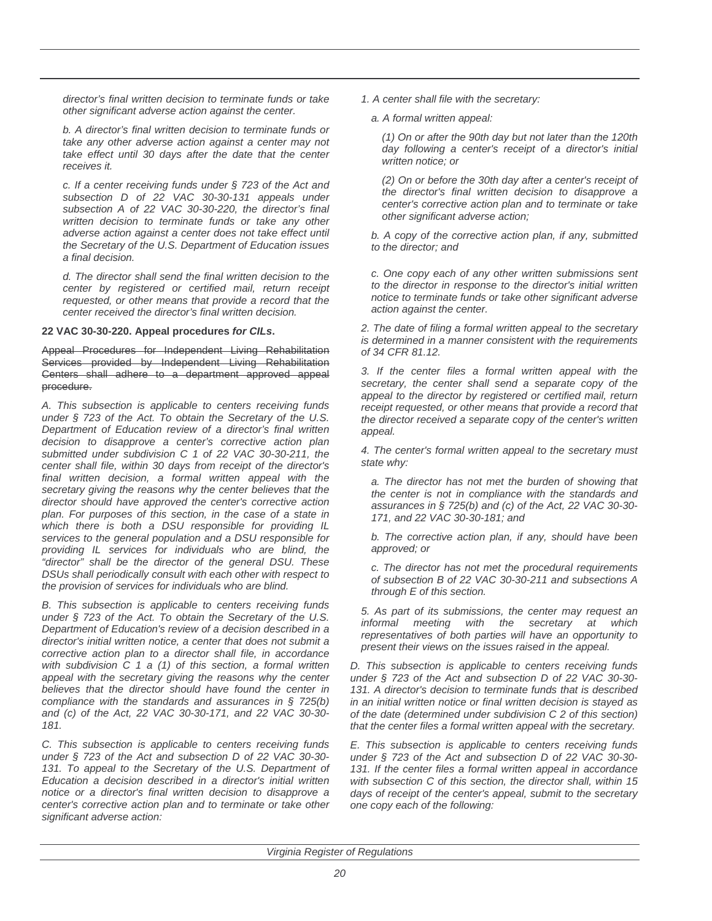*director's final written decision to terminate funds or take other significant adverse action against the center.*

*b. A director's final written decision to terminate funds or take any other adverse action against a center may not take effect until 30 days after the date that the center receives it.*

*c. If a center receiving funds under § 723 of the Act and subsection D of 22 VAC 30-30-131 appeals under subsection A of 22 VAC 30-30-220, the director's final written decision to terminate funds or take any other adverse action against a center does not take effect until the Secretary of the U.S. Department of Education issues a final decision.*

*d. The director shall send the final written decision to the center by registered or certified mail, return receipt requested, or other means that provide a record that the center received the director's final written decision.*

**22 VAC 30-30-220. Appeal procedures *for CILs*.**

~~Appeal Procedures for Independent Living Rehabilitation Services provided by Independent Living Rehabilitation Centers shall adhere to a department approved appeal procedure.~~

*A. This subsection is applicable to centers receiving funds under § 723 of the Act. To obtain the Secretary of the U.S. Department of Education review of a director's final written decision to disapprove a center's corrective action plan submitted under subdivision C 1 of 22 VAC 30-30-211, the center shall file, within 30 days from receipt of the director's final written decision, a formal written appeal with the secretary giving the reasons why the center believes that the director should have approved the center's corrective action plan. For purposes of this section, in the case of a state in which there is both a DSU responsible for providing IL services to the general population and a DSU responsible for providing IL services for individuals who are blind, the "director" shall be the director of the general DSU. These DSUs shall periodically consult with each other with respect to the provision of services for individuals who are blind.*

*B. This subsection is applicable to centers receiving funds under § 723 of the Act. To obtain the Secretary of the U.S. Department of Education's review of a decision described in a director's initial written notice, a center that does not submit a corrective action plan to a director shall file, in accordance with subdivision C 1 a (1) of this section, a formal written appeal with the secretary giving the reasons why the center believes that the director should have found the center in compliance with the standards and assurances in § 725(b) and (c) of the Act, 22 VAC 30-30-171, and 22 VAC 30-30-181.*

*C. This subsection is applicable to centers receiving funds under § 723 of the Act and subsection D of 22 VAC 30-30-131. To appeal to the Secretary of the U.S. Department of Education a decision described in a director's initial written notice or a director's final written decision to disapprove a center's corrective action plan and to terminate or take other significant adverse action:*

*1. A center shall file with the secretary:*

*a. A formal written appeal:*

*(1) On or after the 90th day but not later than the 120th day following a center's receipt of a director's initial written notice; or*

*(2) On or before the 30th day after a center's receipt of the director's final written decision to disapprove a center's corrective action plan and to terminate or take other significant adverse action;*

*b. A copy of the corrective action plan, if any, submitted to the director; and*

*c. One copy each of any other written submissions sent to the director in response to the director's initial written notice to terminate funds or take other significant adverse action against the center.*

*2. The date of filing a formal written appeal to the secretary is determined in a manner consistent with the requirements of 34 CFR 81.12.*

*3. If the center files a formal written appeal with the secretary, the center shall send a separate copy of the appeal to the director by registered or certified mail, return receipt requested, or other means that provide a record that the director received a separate copy of the center's written appeal.*

*4. The center's formal written appeal to the secretary must state why:*

*a. The director has not met the burden of showing that the center is not in compliance with the standards and assurances in § 725(b) and (c) of the Act, 22 VAC 30-30-171, and 22 VAC 30-30-181; and*

*b. The corrective action plan, if any, should have been approved; or*

*c. The director has not met the procedural requirements of subsection B of 22 VAC 30-30-211 and subsections A through E of this section.*

*5. As part of its submissions, the center may request an informal meeting with the secretary at which representatives of both parties will have an opportunity to present their views on the issues raised in the appeal.*

*D. This subsection is applicable to centers receiving funds under § 723 of the Act and subsection D of 22 VAC 30-30-131. A director's decision to terminate funds that is described in an initial written notice or final written decision is stayed as of the date (determined under subdivision C 2 of this section) that the center files a formal written appeal with the secretary.*

*E. This subsection is applicable to centers receiving funds under § 723 of the Act and subsection D of 22 VAC 30-30-131. If the center files a formal written appeal in accordance with subsection C of this section, the director shall, within 15 days of receipt of the center's appeal, submit to the secretary one copy each of the following:*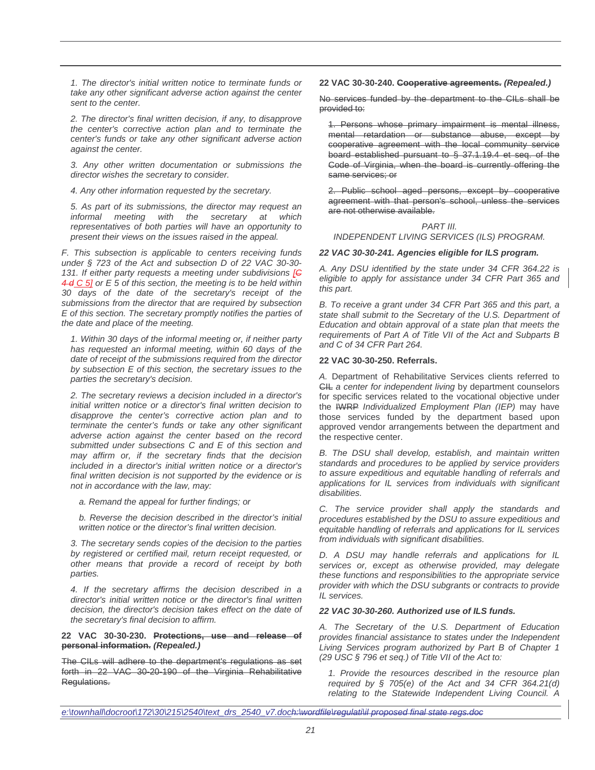1. The director's initial written notice to terminate funds or take any other significant adverse action against the center sent to the center.

2. The director's final written decision, if any, to disapprove the center's corrective action plan and to terminate the center's funds or take any other significant adverse action against the center.

3. Any other written documentation or submissions the director wishes the secretary to consider.

4. Any other information requested by the secretary.

5. As part of its submissions, the director may request an informal meeting with the secretary at which representatives of both parties will have an opportunity to present their views on the issues raised in the appeal.

*F. This subsection is applicable to centers receiving funds under § 723 of the Act and subsection D of 22 VAC 30-30-131. If either party requests a meeting under subdivisions [~~C 4 d~~ C 5] or E 5 of this section, the meeting is to be held within 30 days of the date of the secretary's receipt of the submissions from the director that are required by subsection E of this section. The secretary promptly notifies the parties of the date and place of the meeting.*

*1. Within 30 days of the informal meeting or, if neither party has requested an informal meeting, within 60 days of the date of receipt of the submissions required from the director by subsection E of this section, the secretary issues to the parties the secretary's decision.*

*2. The secretary reviews a decision included in a director's initial written notice or a director's final written decision to disapprove the center's corrective action plan and to terminate the center's funds or take any other significant adverse action against the center based on the record submitted under subsections C and E of this section and may affirm or, if the secretary finds that the decision included in a director's initial written notice or a director's final written decision is not supported by the evidence or is not in accordance with the law, may:*

*a. Remand the appeal for further findings; or*

*b. Reverse the decision described in the director's initial written notice or the director's final written decision.*

*3. The secretary sends copies of the decision to the parties by registered or certified mail, return receipt requested, or other means that provide a record of receipt by both parties.*

*4. If the secretary affirms the decision described in a director's initial written notice or the director's final written decision, the director's decision takes effect on the date of the secretary's final decision to affirm.*

**22 VAC 30-30-230. ~~Protections, use and release of personal information.~~ *(Repealed.)***

~~The CILs will adhere to the department's regulations as set forth in 22 VAC 30-20-190 of the Virginia Rehabilitative Regulations.~~

**22 VAC 30-30-240. ~~Cooperative agreements.~~ *(Repealed.)***

~~No services funded by the department to the CILs shall be provided to:~~

~~1. Persons whose primary impairment is mental illness, mental retardation or substance abuse, except by cooperative agreement with the local community service board established pursuant to § 37.1.19.4 et seq. of the Code of Virginia, when the board is currently offering the same services; or~~

~~2. Public school aged persons, except by cooperative agreement with that person's school, unless the services are not otherwise available.~~

*PART III.*
*INDEPENDENT LIVING SERVICES (ILS) PROGRAM.*

***22 VAC 30-30-241. Agencies eligible for ILS program.***

*A. Any DSU identified by the state under 34 CFR 364.22 is eligible to apply for assistance under 34 CFR Part 365 and this part.*

*B. To receive a grant under 34 CFR Part 365 and this part, a state shall submit to the Secretary of the U.S. Department of Education and obtain approval of a state plan that meets the requirements of Part A of Title VII of the Act and Subparts B and C of 34 CFR Part 264.*

**22 VAC 30-30-250. Referrals.**

*A.* Department of Rehabilitative Services clients referred to ~~CIL~~ *a center for independent living* by department counselors for specific services related to the vocational objective under the ~~IWRP~~ *Individualized Employment Plan (IEP)* may have those services funded by the department based upon approved vendor arrangements between the department and the respective center.

*B. The DSU shall develop, establish, and maintain written standards and procedures to be applied by service providers to assure expeditious and equitable handling of referrals and applications for IL services from individuals with significant disabilities.*

*C. The service provider shall apply the standards and procedures established by the DSU to assure expeditious and equitable handling of referrals and applications for IL services from individuals with significant disabilities.*

*D. A DSU may handle referrals and applications for IL services or, except as otherwise provided, may delegate these functions and responsibilities to the appropriate service provider with which the DSU subgrants or contracts to provide IL services.*

***22 VAC 30-30-260. Authorized use of ILS funds.***

*A. The Secretary of the U.S. Department of Education provides financial assistance to states under the Independent Living Services program authorized by Part B of Chapter 1 (29 USC § 796 et seq.) of Title VII of the Act to:*

*1. Provide the resources described in the resource plan required by § 705(e) of the Act and 34 CFR 364.21(d) relating to the Statewide Independent Living Council. A*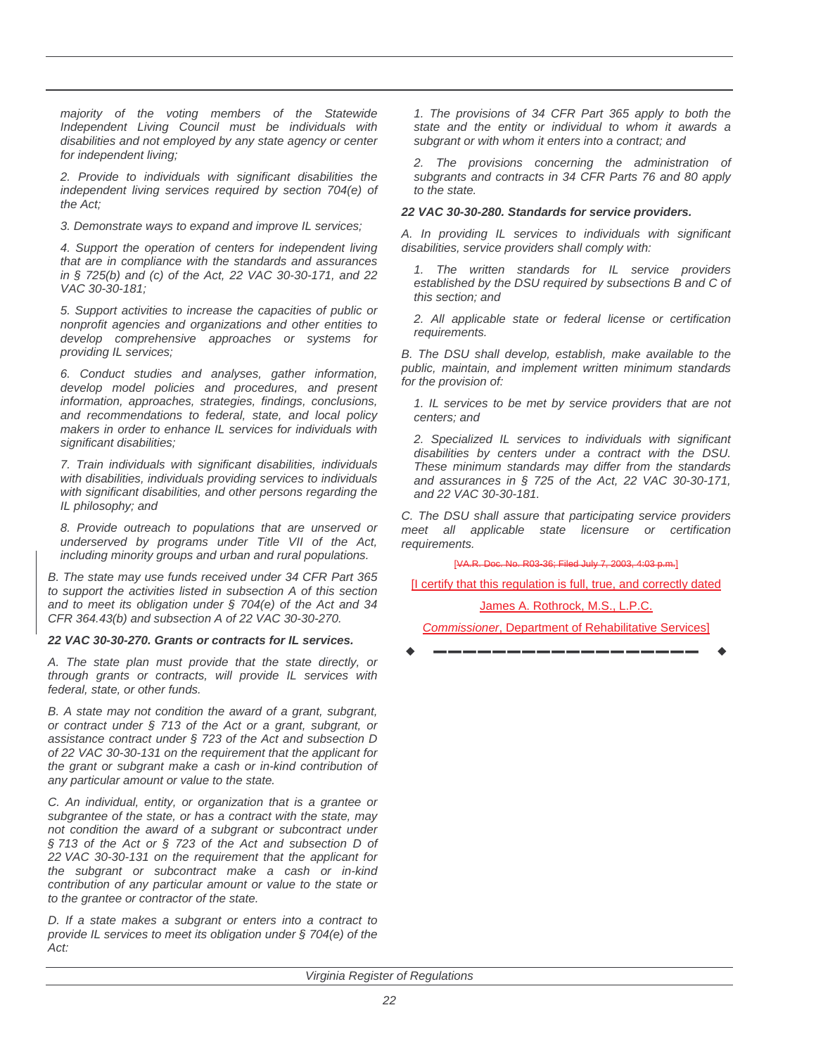*majority of the voting members of the Statewide Independent Living Council must be individuals with disabilities and not employed by any state agency or center for independent living;*

*2. Provide to individuals with significant disabilities the independent living services required by section 704(e) of the Act;*

*3. Demonstrate ways to expand and improve IL services;*

*4. Support the operation of centers for independent living that are in compliance with the standards and assurances in § 725(b) and (c) of the Act, 22 VAC 30-30-171, and 22 VAC 30-30-181;*

*5. Support activities to increase the capacities of public or nonprofit agencies and organizations and other entities to develop comprehensive approaches or systems for providing IL services;*

*6. Conduct studies and analyses, gather information, develop model policies and procedures, and present information, approaches, strategies, findings, conclusions, and recommendations to federal, state, and local policy makers in order to enhance IL services for individuals with significant disabilities;*

*7. Train individuals with significant disabilities, individuals with disabilities, individuals providing services to individuals with significant disabilities, and other persons regarding the IL philosophy; and*

*8. Provide outreach to populations that are unserved or underserved by programs under Title VII of the Act, including minority groups and urban and rural populations.*

*B. The state may use funds received under 34 CFR Part 365 to support the activities listed in subsection A of this section and to meet its obligation under § 704(e) of the Act and 34 CFR 364.43(b) and subsection A of 22 VAC 30-30-270.*

***22 VAC 30-30-270. Grants or contracts for IL services.***

*A. The state plan must provide that the state directly, or through grants or contracts, will provide IL services with federal, state, or other funds.*

*B. A state may not condition the award of a grant, subgrant, or contract under § 713 of the Act or a grant, subgrant, or assistance contract under § 723 of the Act and subsection D of 22 VAC 30-30-131 on the requirement that the applicant for the grant or subgrant make a cash or in-kind contribution of any particular amount or value to the state.*

*C. An individual, entity, or organization that is a grantee or subgrantee of the state, or has a contract with the state, may not condition the award of a subgrant or subcontract under § 713 of the Act or § 723 of the Act and subsection D of 22 VAC 30-30-131 on the requirement that the applicant for the subgrant or subcontract make a cash or in-kind contribution of any particular amount or value to the state or to the grantee or contractor of the state.*

*D. If a state makes a subgrant or enters into a contract to provide IL services to meet its obligation under § 704(e) of the Act:*

*1. The provisions of 34 CFR Part 365 apply to both the state and the entity or individual to whom it awards a subgrant or with whom it enters into a contract; and*

*2. The provisions concerning the administration of subgrants and contracts in 34 CFR Parts 76 and 80 apply to the state.*

***22 VAC 30-30-280. Standards for service providers.***

*A. In providing IL services to individuals with significant disabilities, service providers shall comply with:*

*1. The written standards for IL service providers established by the DSU required by subsections B and C of this section; and*

*2. All applicable state or federal license or certification requirements.*

*B. The DSU shall develop, establish, make available to the public, maintain, and implement written minimum standards for the provision of:*

*1. IL services to be met by service providers that are not centers; and*

*2. Specialized IL services to individuals with significant disabilities by centers under a contract with the DSU. These minimum standards may differ from the standards and assurances in § 725 of the Act, 22 VAC 30-30-171, and 22 VAC 30-30-181.*

*C. The DSU shall assure that participating service providers meet all applicable state licensure or certification requirements.*

~~VA.R. Doc. No. R03-36; Filed July 7, 2003, 4:03 p.m.~~

[I certify that this regulation is full, true, and correctly dated

James A. Rothrock, M.S., L.P.C.

*Commissioner*, Department of Rehabilitative Services]